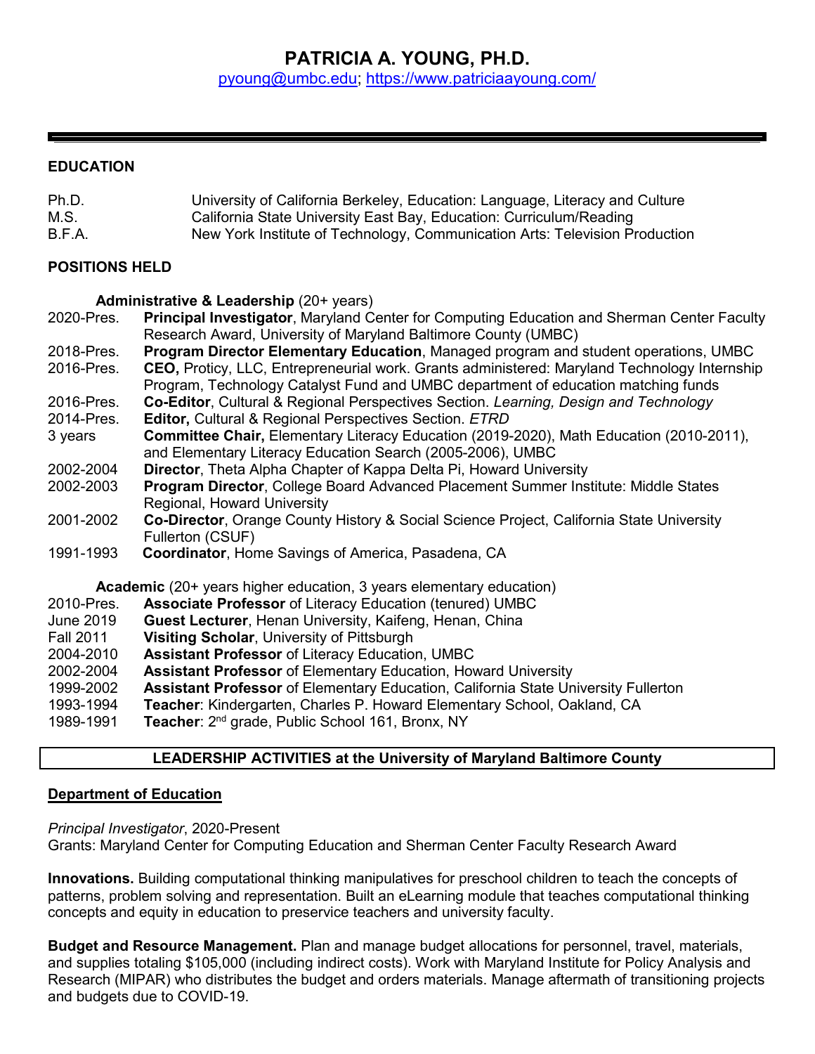# PATRICIA A. YOUNG, PH.D.

pyoung@umbc.edu; https://www.patriciaayoung.com/

---

## EDUCATION

| | |
|---|---|
| Ph.D. | University of California Berkeley, Education: Language, Literacy and Culture |
| M.S. | California State University East Bay, Education: Curriculum/Reading |
| B.F.A. | New York Institute of Technology, Communication Arts: Television Production |

## POSITIONS HELD

**Administrative & Leadership** (20+ years)

| | |
|---|---|
| 2020-Pres. | **Principal Investigator**, Maryland Center for Computing Education and Sherman Center Faculty Research Award, University of Maryland Baltimore County (UMBC) |
| 2018-Pres. | **Program Director Elementary Education**, Managed program and student operations, UMBC |
| 2016-Pres. | **CEO,** Proticy, LLC, Entrepreneurial work. Grants administered: Maryland Technology Internship Program, Technology Catalyst Fund and UMBC department of education matching funds |
| 2016-Pres. | **Co-Editor**, Cultural & Regional Perspectives Section. *Learning, Design and Technology* |
| 2014-Pres. | **Editor,** Cultural & Regional Perspectives Section. *ETRD* |
| 3 years | **Committee Chair,** Elementary Literacy Education (2019-2020), Math Education (2010-2011), and Elementary Literacy Education Search (2005-2006), UMBC |
| 2002-2004 | **Director**, Theta Alpha Chapter of Kappa Delta Pi, Howard University |
| 2002-2003 | **Program Director**, College Board Advanced Placement Summer Institute: Middle States Regional, Howard University |
| 2001-2002 | **Co-Director**, Orange County History & Social Science Project, California State University Fullerton (CSUF) |
| 1991-1993 | **Coordinator**, Home Savings of America, Pasadena, CA |

**Academic** (20+ years higher education, 3 years elementary education)

| | |
|---|---|
| 2010-Pres. | **Associate Professor** of Literacy Education (tenured) UMBC |
| June 2019 | **Guest Lecturer**, Henan University, Kaifeng, Henan, China |
| Fall 2011 | **Visiting Scholar**, University of Pittsburgh |
| 2004-2010 | **Assistant Professor** of Literacy Education, UMBC |
| 2002-2004 | **Assistant Professor** of Elementary Education, Howard University |
| 1999-2002 | **Assistant Professor** of Elementary Education, California State University Fullerton |
| 1993-1994 | **Teacher**: Kindergarten, Charles P. Howard Elementary School, Oakland, CA |
| 1989-1991 | **Teacher**: 2nd grade, Public School 161, Bronx, NY |

## LEADERSHIP ACTIVITIES at the University of Maryland Baltimore County

### Department of Education

*Principal Investigator*, 2020-Present
Grants: Maryland Center for Computing Education and Sherman Center Faculty Research Award

**Innovations.** Building computational thinking manipulatives for preschool children to teach the concepts of patterns, problem solving and representation. Built an eLearning module that teaches computational thinking concepts and equity in education to preservice teachers and university faculty.

**Budget and Resource Management.** Plan and manage budget allocations for personnel, travel, materials, and supplies totaling $105,000 (including indirect costs). Work with Maryland Institute for Policy Analysis and Research (MIPAR) who distributes the budget and orders materials. Manage aftermath of transitioning projects and budgets due to COVID-19.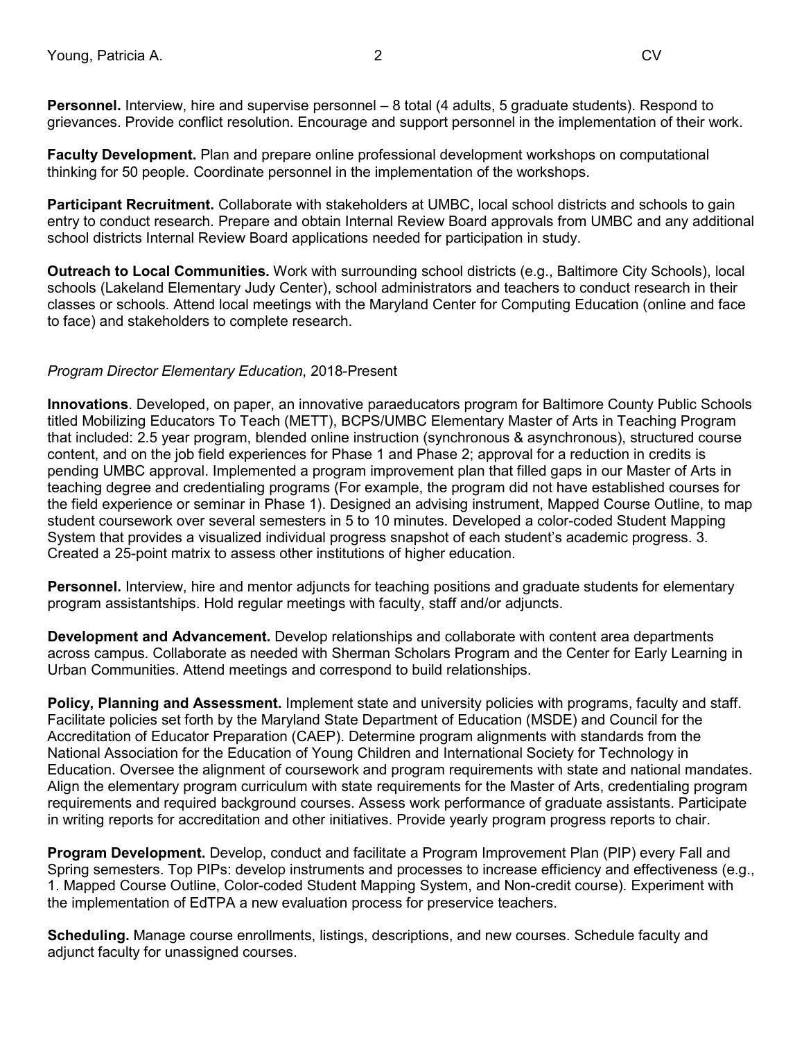**Personnel.** Interview, hire and supervise personnel – 8 total (4 adults, 5 graduate students). Respond to grievances. Provide conflict resolution. Encourage and support personnel in the implementation of their work.

**Faculty Development.** Plan and prepare online professional development workshops on computational thinking for 50 people. Coordinate personnel in the implementation of the workshops.

**Participant Recruitment.** Collaborate with stakeholders at UMBC, local school districts and schools to gain entry to conduct research. Prepare and obtain Internal Review Board approvals from UMBC and any additional school districts Internal Review Board applications needed for participation in study.

**Outreach to Local Communities.** Work with surrounding school districts (e.g., Baltimore City Schools), local schools (Lakeland Elementary Judy Center), school administrators and teachers to conduct research in their classes or schools. Attend local meetings with the Maryland Center for Computing Education (online and face to face) and stakeholders to complete research.

*Program Director Elementary Education*, 2018-Present

**Innovations**. Developed, on paper, an innovative paraeducators program for Baltimore County Public Schools titled Mobilizing Educators To Teach (METT), BCPS/UMBC Elementary Master of Arts in Teaching Program that included: 2.5 year program, blended online instruction (synchronous & asynchronous), structured course content, and on the job field experiences for Phase 1 and Phase 2; approval for a reduction in credits is pending UMBC approval. Implemented a program improvement plan that filled gaps in our Master of Arts in teaching degree and credentialing programs (For example, the program did not have established courses for the field experience or seminar in Phase 1). Designed an advising instrument, Mapped Course Outline, to map student coursework over several semesters in 5 to 10 minutes. Developed a color-coded Student Mapping System that provides a visualized individual progress snapshot of each student's academic progress. 3. Created a 25-point matrix to assess other institutions of higher education.

**Personnel.** Interview, hire and mentor adjuncts for teaching positions and graduate students for elementary program assistantships. Hold regular meetings with faculty, staff and/or adjuncts.

**Development and Advancement.** Develop relationships and collaborate with content area departments across campus. Collaborate as needed with Sherman Scholars Program and the Center for Early Learning in Urban Communities. Attend meetings and correspond to build relationships.

**Policy, Planning and Assessment.** Implement state and university policies with programs, faculty and staff. Facilitate policies set forth by the Maryland State Department of Education (MSDE) and Council for the Accreditation of Educator Preparation (CAEP). Determine program alignments with standards from the National Association for the Education of Young Children and International Society for Technology in Education. Oversee the alignment of coursework and program requirements with state and national mandates. Align the elementary program curriculum with state requirements for the Master of Arts, credentialing program requirements and required background courses. Assess work performance of graduate assistants. Participate in writing reports for accreditation and other initiatives. Provide yearly program progress reports to chair.

**Program Development.** Develop, conduct and facilitate a Program Improvement Plan (PIP) every Fall and Spring semesters. Top PIPs: develop instruments and processes to increase efficiency and effectiveness (e.g., 1. Mapped Course Outline, Color-coded Student Mapping System, and Non-credit course). Experiment with the implementation of EdTPA a new evaluation process for preservice teachers.

**Scheduling.** Manage course enrollments, listings, descriptions, and new courses. Schedule faculty and adjunct faculty for unassigned courses.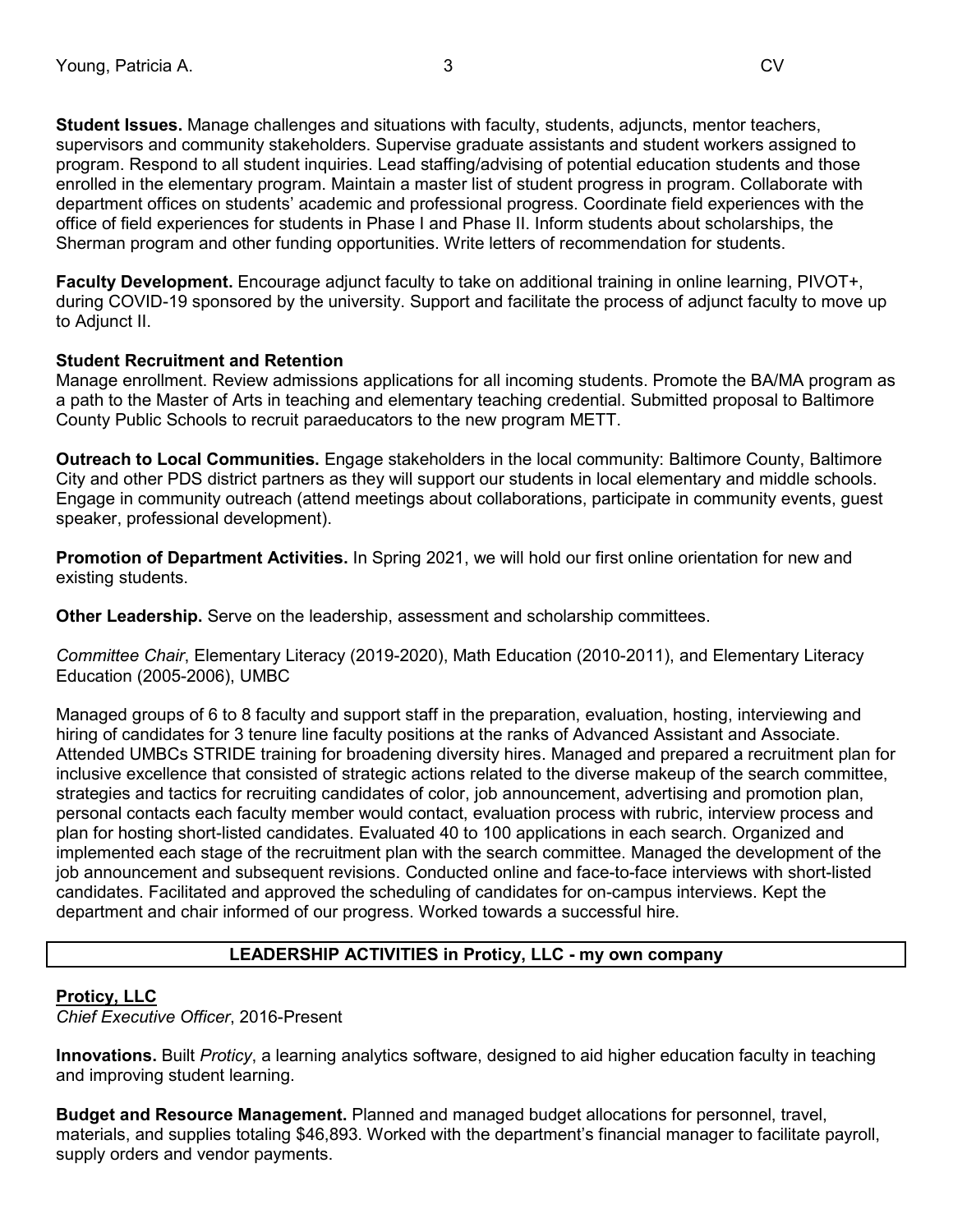**Student Issues.** Manage challenges and situations with faculty, students, adjuncts, mentor teachers, supervisors and community stakeholders. Supervise graduate assistants and student workers assigned to program. Respond to all student inquiries. Lead staffing/advising of potential education students and those enrolled in the elementary program. Maintain a master list of student progress in program. Collaborate with department offices on students' academic and professional progress. Coordinate field experiences with the office of field experiences for students in Phase I and Phase II. Inform students about scholarships, the Sherman program and other funding opportunities. Write letters of recommendation for students.

**Faculty Development.** Encourage adjunct faculty to take on additional training in online learning, PIVOT+, during COVID-19 sponsored by the university. Support and facilitate the process of adjunct faculty to move up to Adjunct II.

**Student Recruitment and Retention**

Manage enrollment. Review admissions applications for all incoming students. Promote the BA/MA program as a path to the Master of Arts in teaching and elementary teaching credential. Submitted proposal to Baltimore County Public Schools to recruit paraeducators to the new program METT.

**Outreach to Local Communities.** Engage stakeholders in the local community: Baltimore County, Baltimore City and other PDS district partners as they will support our students in local elementary and middle schools. Engage in community outreach (attend meetings about collaborations, participate in community events, guest speaker, professional development).

**Promotion of Department Activities.** In Spring 2021, we will hold our first online orientation for new and existing students.

**Other Leadership.** Serve on the leadership, assessment and scholarship committees.

*Committee Chair*, Elementary Literacy (2019-2020), Math Education (2010-2011), and Elementary Literacy Education (2005-2006), UMBC

Managed groups of 6 to 8 faculty and support staff in the preparation, evaluation, hosting, interviewing and hiring of candidates for 3 tenure line faculty positions at the ranks of Advanced Assistant and Associate. Attended UMBCs STRIDE training for broadening diversity hires. Managed and prepared a recruitment plan for inclusive excellence that consisted of strategic actions related to the diverse makeup of the search committee, strategies and tactics for recruiting candidates of color, job announcement, advertising and promotion plan, personal contacts each faculty member would contact, evaluation process with rubric, interview process and plan for hosting short-listed candidates. Evaluated 40 to 100 applications in each search. Organized and implemented each stage of the recruitment plan with the search committee. Managed the development of the job announcement and subsequent revisions. Conducted online and face-to-face interviews with short-listed candidates. Facilitated and approved the scheduling of candidates for on-campus interviews. Kept the department and chair informed of our progress. Worked towards a successful hire.

## LEADERSHIP ACTIVITIES in Proticy, LLC - my own company

**Proticy, LLC**

*Chief Executive Officer*, 2016-Present

**Innovations.** Built *Proticy*, a learning analytics software, designed to aid higher education faculty in teaching and improving student learning.

**Budget and Resource Management.** Planned and managed budget allocations for personnel, travel, materials, and supplies totaling $46,893. Worked with the department's financial manager to facilitate payroll, supply orders and vendor payments.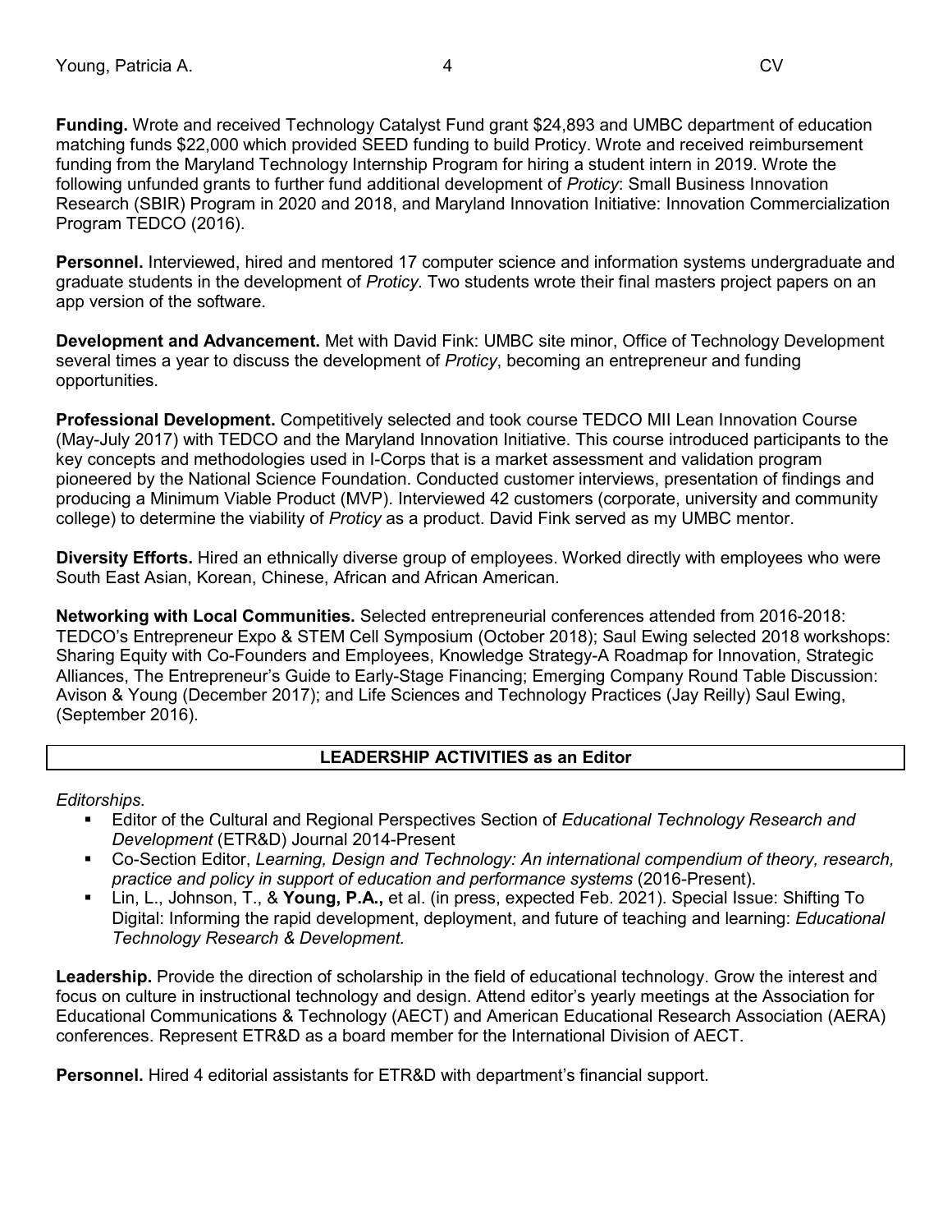**Funding.** Wrote and received Technology Catalyst Fund grant $24,893 and UMBC department of education matching funds $22,000 which provided SEED funding to build Proticy. Wrote and received reimbursement funding from the Maryland Technology Internship Program for hiring a student intern in 2019. Wrote the following unfunded grants to further fund additional development of *Proticy*: Small Business Innovation Research (SBIR) Program in 2020 and 2018, and Maryland Innovation Initiative: Innovation Commercialization Program TEDCO (2016).

**Personnel.** Interviewed, hired and mentored 17 computer science and information systems undergraduate and graduate students in the development of *Proticy.* Two students wrote their final masters project papers on an app version of the software.

**Development and Advancement.** Met with David Fink: UMBC site minor, Office of Technology Development several times a year to discuss the development of *Proticy*, becoming an entrepreneur and funding opportunities.

**Professional Development.** Competitively selected and took course TEDCO MII Lean Innovation Course (May-July 2017) with TEDCO and the Maryland Innovation Initiative. This course introduced participants to the key concepts and methodologies used in I-Corps that is a market assessment and validation program pioneered by the National Science Foundation. Conducted customer interviews, presentation of findings and producing a Minimum Viable Product (MVP). Interviewed 42 customers (corporate, university and community college) to determine the viability of *Proticy* as a product. David Fink served as my UMBC mentor.

**Diversity Efforts.** Hired an ethnically diverse group of employees. Worked directly with employees who were South East Asian, Korean, Chinese, African and African American.

**Networking with Local Communities.** Selected entrepreneurial conferences attended from 2016-2018: TEDCO's Entrepreneur Expo & STEM Cell Symposium (October 2018); Saul Ewing selected 2018 workshops: Sharing Equity with Co-Founders and Employees, Knowledge Strategy-A Roadmap for Innovation, Strategic Alliances, The Entrepreneur's Guide to Early-Stage Financing; Emerging Company Round Table Discussion: Avison & Young (December 2017); and Life Sciences and Technology Practices (Jay Reilly) Saul Ewing, (September 2016).

## LEADERSHIP ACTIVITIES as an Editor

*Editorships.*

- Editor of the Cultural and Regional Perspectives Section of *Educational Technology Research and Development* (ETR&D) Journal 2014-Present
- Co-Section Editor, *Learning, Design and Technology: An international compendium of theory, research, practice and policy in support of education and performance systems* (2016-Present).
- Lin, L., Johnson, T., & **Young, P.A.,** et al. (in press, expected Feb. 2021). Special Issue: Shifting To Digital: Informing the rapid development, deployment, and future of teaching and learning: *Educational Technology Research & Development.*

**Leadership.** Provide the direction of scholarship in the field of educational technology. Grow the interest and focus on culture in instructional technology and design. Attend editor's yearly meetings at the Association for Educational Communications & Technology (AECT) and American Educational Research Association (AERA) conferences. Represent ETR&D as a board member for the International Division of AECT.

**Personnel.** Hired 4 editorial assistants for ETR&D with department's financial support.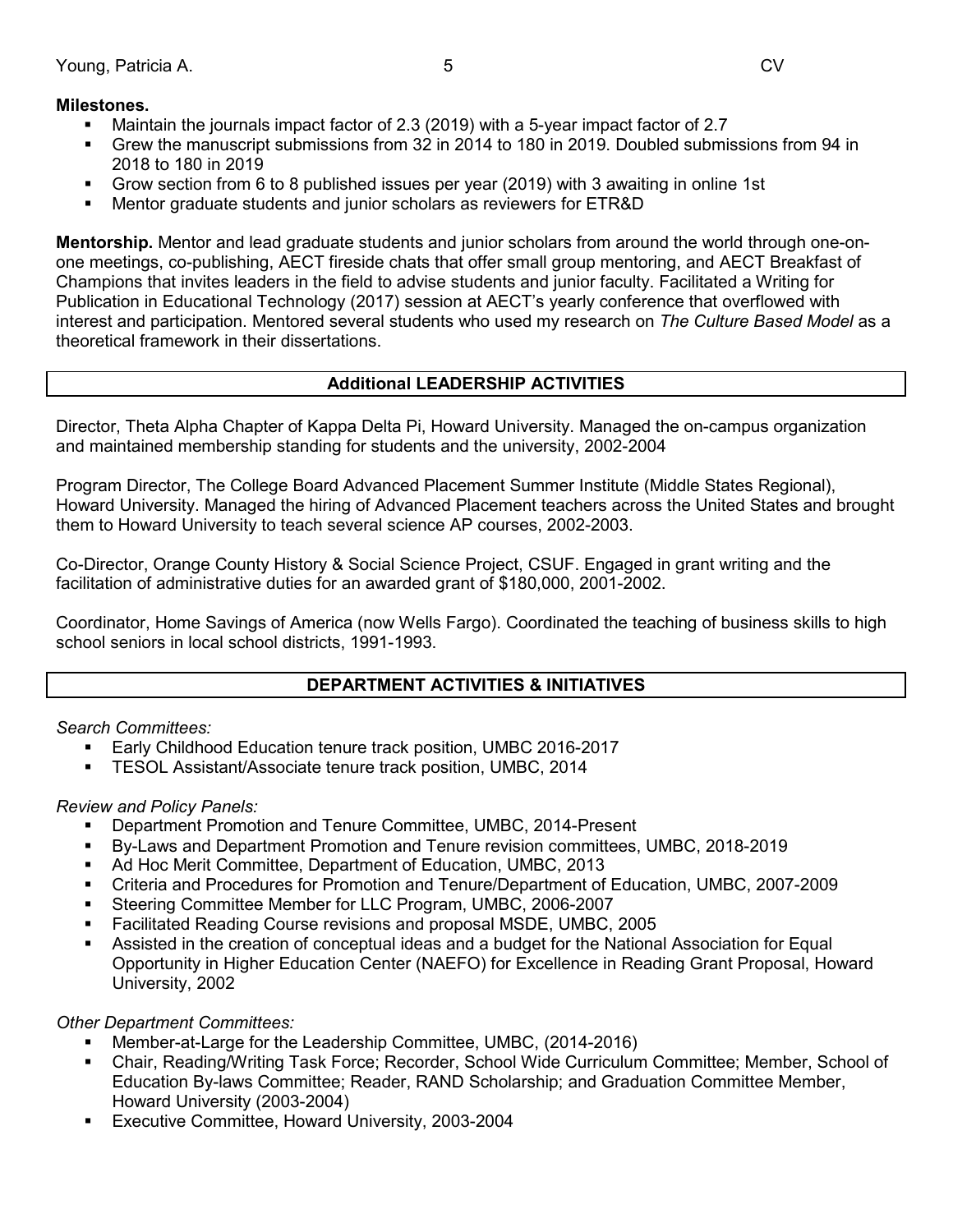**Milestones.**

- Maintain the journals impact factor of 2.3 (2019) with a 5-year impact factor of 2.7
- Grew the manuscript submissions from 32 in 2014 to 180 in 2019. Doubled submissions from 94 in 2018 to 180 in 2019
- Grow section from 6 to 8 published issues per year (2019) with 3 awaiting in online 1st
- Mentor graduate students and junior scholars as reviewers for ETR&D

**Mentorship.** Mentor and lead graduate students and junior scholars from around the world through one-on-one meetings, co-publishing, AECT fireside chats that offer small group mentoring, and AECT Breakfast of Champions that invites leaders in the field to advise students and junior faculty. Facilitated a Writing for Publication in Educational Technology (2017) session at AECT's yearly conference that overflowed with interest and participation. Mentored several students who used my research on *The Culture Based Model* as a theoretical framework in their dissertations.

## Additional LEADERSHIP ACTIVITIES

Director, Theta Alpha Chapter of Kappa Delta Pi, Howard University. Managed the on-campus organization and maintained membership standing for students and the university, 2002-2004

Program Director, The College Board Advanced Placement Summer Institute (Middle States Regional), Howard University. Managed the hiring of Advanced Placement teachers across the United States and brought them to Howard University to teach several science AP courses, 2002-2003.

Co-Director, Orange County History & Social Science Project, CSUF. Engaged in grant writing and the facilitation of administrative duties for an awarded grant of $180,000, 2001-2002.

Coordinator, Home Savings of America (now Wells Fargo). Coordinated the teaching of business skills to high school seniors in local school districts, 1991-1993.

## DEPARTMENT ACTIVITIES & INITIATIVES

*Search Committees:*

- Early Childhood Education tenure track position, UMBC 2016-2017
- TESOL Assistant/Associate tenure track position, UMBC, 2014

*Review and Policy Panels:*

- Department Promotion and Tenure Committee, UMBC, 2014-Present
- By-Laws and Department Promotion and Tenure revision committees, UMBC, 2018-2019
- Ad Hoc Merit Committee, Department of Education, UMBC, 2013
- Criteria and Procedures for Promotion and Tenure/Department of Education, UMBC, 2007-2009
- Steering Committee Member for LLC Program, UMBC, 2006-2007
- Facilitated Reading Course revisions and proposal MSDE, UMBC, 2005
- Assisted in the creation of conceptual ideas and a budget for the National Association for Equal Opportunity in Higher Education Center (NAEFO) for Excellence in Reading Grant Proposal, Howard University, 2002

*Other Department Committees:*

- Member-at-Large for the Leadership Committee, UMBC, (2014-2016)
- Chair, Reading/Writing Task Force; Recorder, School Wide Curriculum Committee; Member, School of Education By-laws Committee; Reader, RAND Scholarship; and Graduation Committee Member, Howard University (2003-2004)
- Executive Committee, Howard University, 2003-2004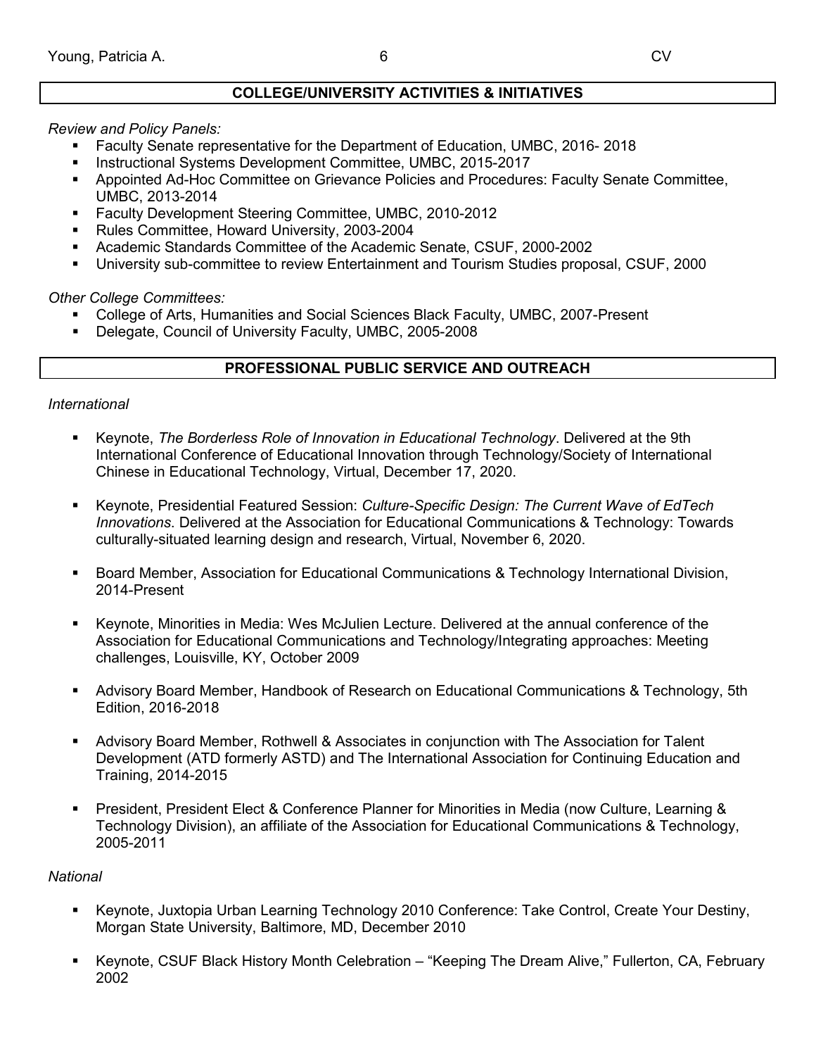## COLLEGE/UNIVERSITY ACTIVITIES & INITIATIVES

*Review and Policy Panels:*

- Faculty Senate representative for the Department of Education, UMBC, 2016- 2018
- Instructional Systems Development Committee, UMBC, 2015-2017
- Appointed Ad-Hoc Committee on Grievance Policies and Procedures: Faculty Senate Committee, UMBC, 2013-2014
- Faculty Development Steering Committee, UMBC, 2010-2012
- Rules Committee, Howard University, 2003-2004
- Academic Standards Committee of the Academic Senate, CSUF, 2000-2002
- University sub-committee to review Entertainment and Tourism Studies proposal, CSUF, 2000

*Other College Committees:*

- College of Arts, Humanities and Social Sciences Black Faculty, UMBC, 2007-Present
- Delegate, Council of University Faculty, UMBC, 2005-2008

## PROFESSIONAL PUBLIC SERVICE AND OUTREACH

*International*

- Keynote, *The Borderless Role of Innovation in Educational Technology*. Delivered at the 9th International Conference of Educational Innovation through Technology/Society of International Chinese in Educational Technology, Virtual, December 17, 2020.

- Keynote, Presidential Featured Session: *Culture-Specific Design: The Current Wave of EdTech Innovations*. Delivered at the Association for Educational Communications & Technology: Towards culturally-situated learning design and research, Virtual, November 6, 2020.

- Board Member, Association for Educational Communications & Technology International Division, 2014-Present

- Keynote, Minorities in Media: Wes McJulien Lecture. Delivered at the annual conference of the Association for Educational Communications and Technology/Integrating approaches: Meeting challenges, Louisville, KY, October 2009

- Advisory Board Member, Handbook of Research on Educational Communications & Technology, 5th Edition, 2016-2018

- Advisory Board Member, Rothwell & Associates in conjunction with The Association for Talent Development (ATD formerly ASTD) and The International Association for Continuing Education and Training, 2014-2015

- President, President Elect & Conference Planner for Minorities in Media (now Culture, Learning & Technology Division), an affiliate of the Association for Educational Communications & Technology, 2005-2011

*National*

- Keynote, Juxtopia Urban Learning Technology 2010 Conference: Take Control, Create Your Destiny, Morgan State University, Baltimore, MD, December 2010

- Keynote, CSUF Black History Month Celebration – "Keeping The Dream Alive," Fullerton, CA, February 2002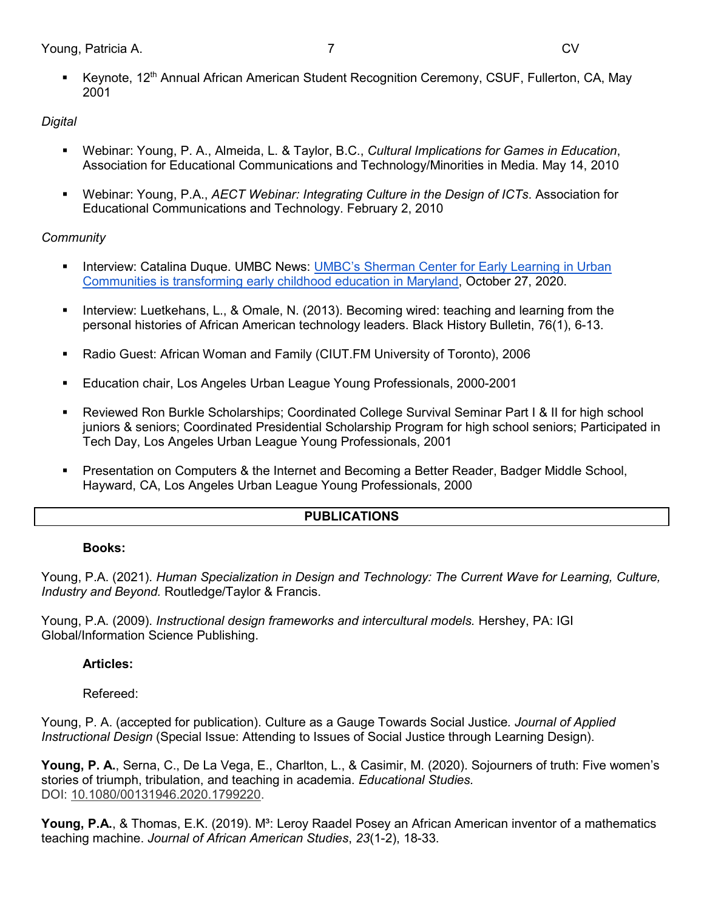- Keynote, 12th Annual African American Student Recognition Ceremony, CSUF, Fullerton, CA, May 2001

*Digital*

- Webinar: Young, P. A., Almeida, L. & Taylor, B.C., *Cultural Implications for Games in Education*, Association for Educational Communications and Technology/Minorities in Media. May 14, 2010

- Webinar: Young, P.A., *AECT Webinar: Integrating Culture in the Design of ICTs*. Association for Educational Communications and Technology. February 2, 2010

*Community*

- Interview: Catalina Duque. UMBC News: UMBC's Sherman Center for Early Learning in Urban Communities is transforming early childhood education in Maryland, October 27, 2020.

- Interview: Luetkehans, L., & Omale, N. (2013). Becoming wired: teaching and learning from the personal histories of African American technology leaders. Black History Bulletin, 76(1), 6-13.

- Radio Guest: African Woman and Family (CIUT.FM University of Toronto), 2006

- Education chair, Los Angeles Urban League Young Professionals, 2000-2001

- Reviewed Ron Burkle Scholarships; Coordinated College Survival Seminar Part I & II for high school juniors & seniors; Coordinated Presidential Scholarship Program for high school seniors; Participated in Tech Day, Los Angeles Urban League Young Professionals, 2001

- Presentation on Computers & the Internet and Becoming a Better Reader, Badger Middle School, Hayward, CA, Los Angeles Urban League Young Professionals, 2000

## PUBLICATIONS

**Books:**

Young, P.A. (2021). *Human Specialization in Design and Technology: The Current Wave for Learning, Culture, Industry and Beyond.* Routledge/Taylor & Francis.

Young, P.A. (2009). *Instructional design frameworks and intercultural models.* Hershey, PA: IGI Global/Information Science Publishing.

**Articles:**

Refereed:

Young, P. A. (accepted for publication). Culture as a Gauge Towards Social Justice. *Journal of Applied Instructional Design* (Special Issue: Attending to Issues of Social Justice through Learning Design).

**Young, P. A.**, Serna, C., De La Vega, E., Charlton, L., & Casimir, M. (2020). Sojourners of truth: Five women's stories of triumph, tribulation, and teaching in academia. *Educational Studies.* DOI: 10.1080/00131946.2020.1799220.

**Young, P.A.**, & Thomas, E.K. (2019). M³: Leroy Raadel Posey an African American inventor of a mathematics teaching machine. *Journal of African American Studies*, *23*(1-2), 18-33.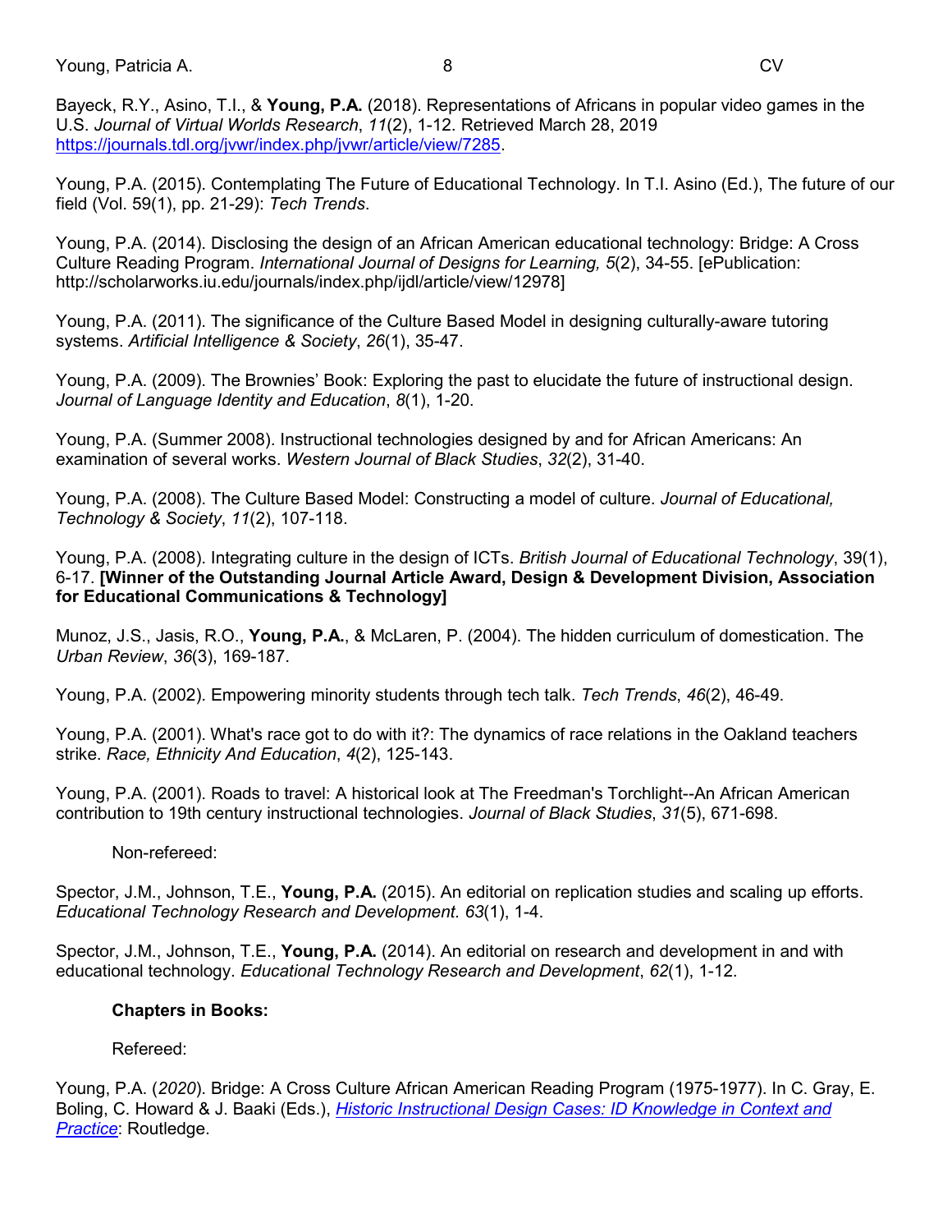Bayeck, R.Y., Asino, T.I., & **Young, P.A.** (2018). Representations of Africans in popular video games in the U.S. *Journal of Virtual Worlds Research*, *11*(2), 1-12. Retrieved March 28, 2019 https://journals.tdl.org/jvwr/index.php/jvwr/article/view/7285.

Young, P.A. (2015). Contemplating The Future of Educational Technology. In T.I. Asino (Ed.), The future of our field (Vol. 59(1), pp. 21-29): *Tech Trends*.

Young, P.A. (2014). Disclosing the design of an African American educational technology: Bridge: A Cross Culture Reading Program. *International Journal of Designs for Learning, 5*(2), 34-55. [ePublication: http://scholarworks.iu.edu/journals/index.php/ijdl/article/view/12978]

Young, P.A. (2011). The significance of the Culture Based Model in designing culturally-aware tutoring systems. *Artificial Intelligence & Society*, *26*(1), 35-47.

Young, P.A. (2009). The Brownies' Book: Exploring the past to elucidate the future of instructional design. *Journal of Language Identity and Education*, *8*(1), 1-20.

Young, P.A. (Summer 2008). Instructional technologies designed by and for African Americans: An examination of several works. *Western Journal of Black Studies*, *32*(2), 31-40.

Young, P.A. (2008). The Culture Based Model: Constructing a model of culture. *Journal of Educational, Technology & Society*, *11*(2), 107-118.

Young, P.A. (2008). Integrating culture in the design of ICTs. *British Journal of Educational Technology*, 39(1), 6-17. **[Winner of the Outstanding Journal Article Award, Design & Development Division, Association for Educational Communications & Technology]**

Munoz, J.S., Jasis, R.O., **Young, P.A.**, & McLaren, P. (2004). The hidden curriculum of domestication. The *Urban Review*, *36*(3), 169-187.

Young, P.A. (2002). Empowering minority students through tech talk. *Tech Trends*, *46*(2), 46-49.

Young, P.A. (2001). What's race got to do with it?: The dynamics of race relations in the Oakland teachers strike. *Race, Ethnicity And Education*, *4*(2), 125-143.

Young, P.A. (2001). Roads to travel: A historical look at The Freedman's Torchlight--An African American contribution to 19th century instructional technologies. *Journal of Black Studies*, *31*(5), 671-698.

Non-refereed:

Spector, J.M., Johnson, T.E., **Young, P.A.** (2015). An editorial on replication studies and scaling up efforts. *Educational Technology Research and Development.* *63*(1), 1-4.

Spector, J.M., Johnson, T.E., **Young, P.A.** (2014). An editorial on research and development in and with educational technology. *Educational Technology Research and Development*, *62*(1), 1-12.

**Chapters in Books:**

Refereed:

Young, P.A. (*2020*). Bridge: A Cross Culture African American Reading Program (1975-1977). In C. Gray, E. Boling, C. Howard & J. Baaki (Eds.), *Historic Instructional Design Cases: ID Knowledge in Context and Practice*: Routledge.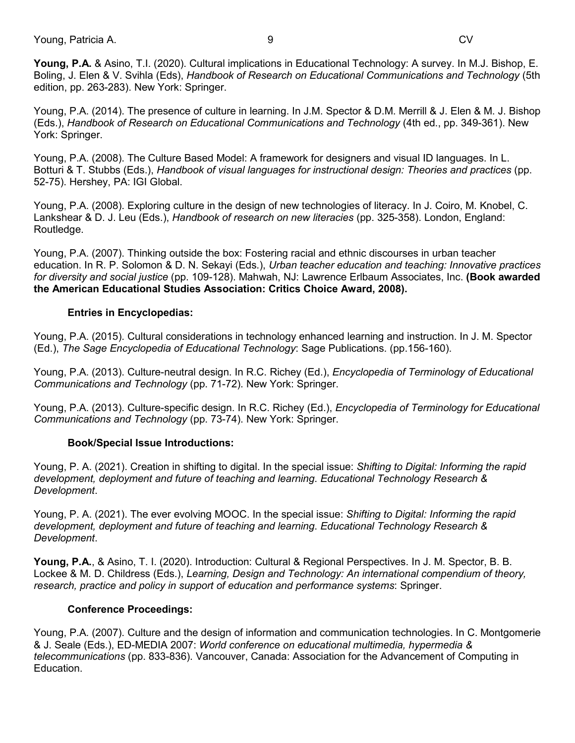**Young, P.A.** & Asino, T.I. (2020). Cultural implications in Educational Technology: A survey. In M.J. Bishop, E. Boling, J. Elen & V. Svihla (Eds), *Handbook of Research on Educational Communications and Technology* (5th edition, pp. 263-283). New York: Springer.

Young, P.A. (2014). The presence of culture in learning. In J.M. Spector & D.M. Merrill & J. Elen & M. J. Bishop (Eds.), *Handbook of Research on Educational Communications and Technology* (4th ed., pp. 349-361). New York: Springer.

Young, P.A. (2008). The Culture Based Model: A framework for designers and visual ID languages. In L. Botturi & T. Stubbs (Eds.), *Handbook of visual languages for instructional design: Theories and practices* (pp. 52-75). Hershey, PA: IGI Global.

Young, P.A. (2008). Exploring culture in the design of new technologies of literacy. In J. Coiro, M. Knobel, C. Lankshear & D. J. Leu (Eds.), *Handbook of research on new literacies* (pp. 325-358). London, England: Routledge.

Young, P.A. (2007). Thinking outside the box: Fostering racial and ethnic discourses in urban teacher education. In R. P. Solomon & D. N. Sekayi (Eds.), *Urban teacher education and teaching: Innovative practices for diversity and social justice* (pp. 109-128). Mahwah, NJ: Lawrence Erlbaum Associates, Inc. **(Book awarded the American Educational Studies Association: Critics Choice Award, 2008).**

### Entries in Encyclopedias:

Young, P.A. (2015). Cultural considerations in technology enhanced learning and instruction. In J. M. Spector (Ed.), *The Sage Encyclopedia of Educational Technology*: Sage Publications. (pp.156-160).

Young, P.A. (2013). Culture-neutral design. In R.C. Richey (Ed.), *Encyclopedia of Terminology of Educational Communications and Technology* (pp. 71-72). New York: Springer.

Young, P.A. (2013). Culture-specific design. In R.C. Richey (Ed.), *Encyclopedia of Terminology for Educational Communications and Technology* (pp. 73-74). New York: Springer.

### Book/Special Issue Introductions:

Young, P. A. (2021). Creation in shifting to digital. In the special issue: *Shifting to Digital: Informing the rapid development, deployment and future of teaching and learning*. *Educational Technology Research & Development*.

Young, P. A. (2021). The ever evolving MOOC. In the special issue: *Shifting to Digital: Informing the rapid development, deployment and future of teaching and learning*. *Educational Technology Research & Development*.

**Young, P.A.**, & Asino, T. I. (2020). Introduction: Cultural & Regional Perspectives. In J. M. Spector, B. B. Lockee & M. D. Childress (Eds.), *Learning, Design and Technology: An international compendium of theory, research, practice and policy in support of education and performance systems*: Springer.

### Conference Proceedings:

Young, P.A. (2007). Culture and the design of information and communication technologies. In C. Montgomerie & J. Seale (Eds.), ED-MEDIA 2007: *World conference on educational multimedia, hypermedia & telecommunications* (pp. 833-836). Vancouver, Canada: Association for the Advancement of Computing in Education.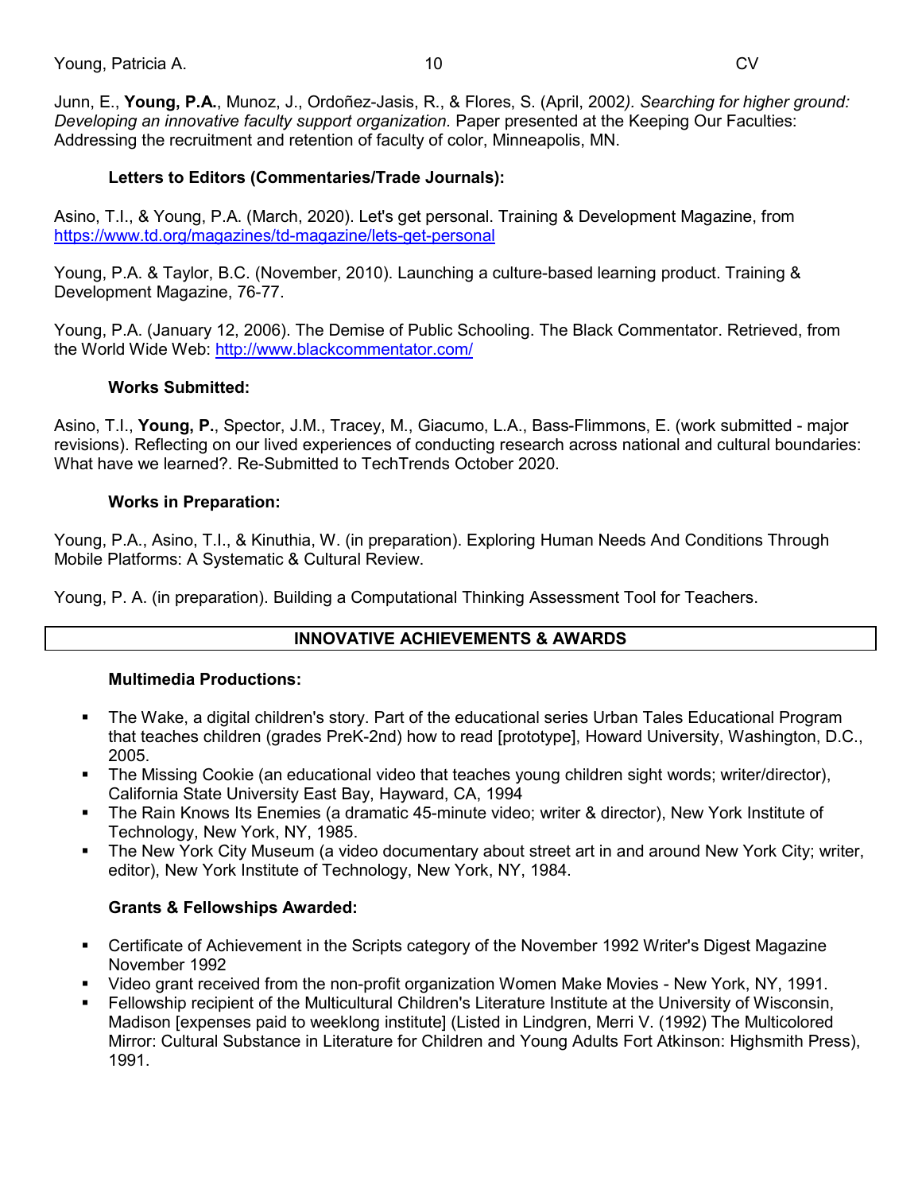Junn, E., **Young, P.A.**, Munoz, J., Ordoñez-Jasis, R., & Flores, S. (April, 2002*). Searching for higher ground: Developing an innovative faculty support organization.* Paper presented at the Keeping Our Faculties: Addressing the recruitment and retention of faculty of color, Minneapolis, MN.

**Letters to Editors (Commentaries/Trade Journals):**

Asino, T.I., & Young, P.A. (March, 2020). Let's get personal. Training & Development Magazine, from https://www.td.org/magazines/td-magazine/lets-get-personal

Young, P.A. & Taylor, B.C. (November, 2010). Launching a culture-based learning product. Training & Development Magazine, 76-77.

Young, P.A. (January 12, 2006). The Demise of Public Schooling. The Black Commentator. Retrieved, from the World Wide Web: http://www.blackcommentator.com/

**Works Submitted:**

Asino, T.I., **Young, P.**, Spector, J.M., Tracey, M., Giacumo, L.A., Bass-Flimmons, E. (work submitted - major revisions). Reflecting on our lived experiences of conducting research across national and cultural boundaries: What have we learned?. Re-Submitted to TechTrends October 2020.

**Works in Preparation:**

Young, P.A., Asino, T.I., & Kinuthia, W. (in preparation). Exploring Human Needs And Conditions Through Mobile Platforms: A Systematic & Cultural Review.

Young, P. A. (in preparation). Building a Computational Thinking Assessment Tool for Teachers.

## INNOVATIVE ACHIEVEMENTS & AWARDS

**Multimedia Productions:**

- The Wake, a digital children's story. Part of the educational series Urban Tales Educational Program that teaches children (grades PreK-2nd) how to read [prototype], Howard University, Washington, D.C., 2005.
- The Missing Cookie (an educational video that teaches young children sight words; writer/director), California State University East Bay, Hayward, CA, 1994
- The Rain Knows Its Enemies (a dramatic 45-minute video; writer & director), New York Institute of Technology, New York, NY, 1985.
- The New York City Museum (a video documentary about street art in and around New York City; writer, editor), New York Institute of Technology, New York, NY, 1984.

**Grants & Fellowships Awarded:**

- Certificate of Achievement in the Scripts category of the November 1992 Writer's Digest Magazine November 1992
- Video grant received from the non-profit organization Women Make Movies - New York, NY, 1991.
- Fellowship recipient of the Multicultural Children's Literature Institute at the University of Wisconsin, Madison [expenses paid to weeklong institute] (Listed in Lindgren, Merri V. (1992) The Multicolored Mirror: Cultural Substance in Literature for Children and Young Adults Fort Atkinson: Highsmith Press), 1991.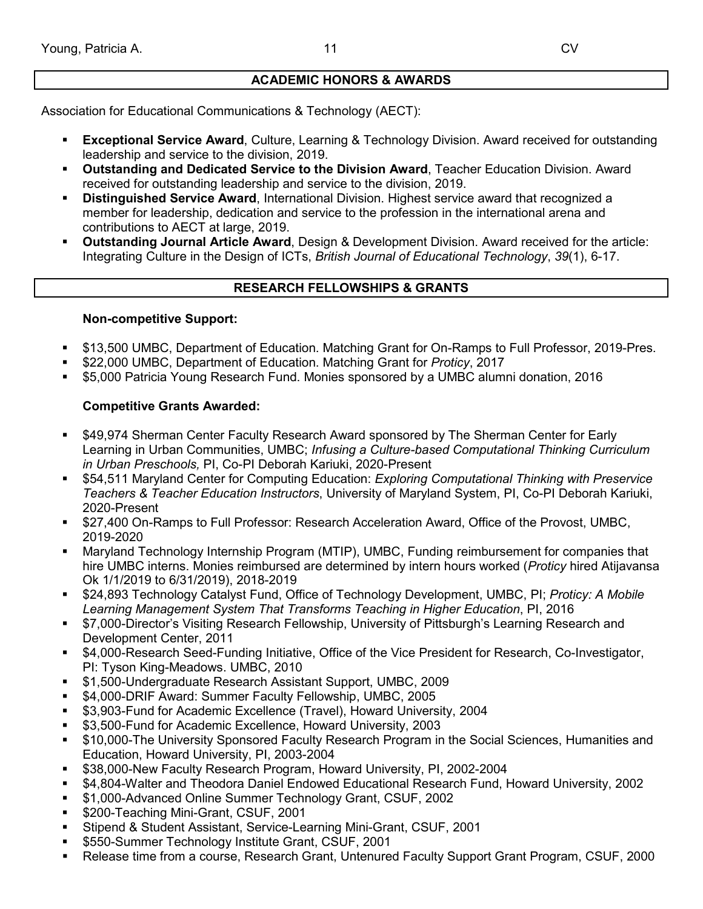## ACADEMIC HONORS & AWARDS

Association for Educational Communications & Technology (AECT):

- **Exceptional Service Award**, Culture, Learning & Technology Division. Award received for outstanding leadership and service to the division, 2019.
- **Outstanding and Dedicated Service to the Division Award**, Teacher Education Division. Award received for outstanding leadership and service to the division, 2019.
- **Distinguished Service Award**, International Division. Highest service award that recognized a member for leadership, dedication and service to the profession in the international arena and contributions to AECT at large, 2019.
- **Outstanding Journal Article Award**, Design & Development Division. Award received for the article: Integrating Culture in the Design of ICTs, *British Journal of Educational Technology*, *39*(1), 6-17.

## RESEARCH FELLOWSHIPS & GRANTS

### Non-competitive Support:

- $13,500 UMBC, Department of Education. Matching Grant for On-Ramps to Full Professor, 2019-Pres.
- $22,000 UMBC, Department of Education. Matching Grant for *Proticy*, 2017
- $5,000 Patricia Young Research Fund. Monies sponsored by a UMBC alumni donation, 2016

### Competitive Grants Awarded:

- $49,974 Sherman Center Faculty Research Award sponsored by The Sherman Center for Early Learning in Urban Communities, UMBC; *Infusing a Culture-based Computational Thinking Curriculum in Urban Preschools,* PI, Co-PI Deborah Kariuki, 2020-Present
- $54,511 Maryland Center for Computing Education: *Exploring Computational Thinking with Preservice Teachers & Teacher Education Instructors*, University of Maryland System, PI, Co-PI Deborah Kariuki, 2020-Present
- $27,400 On-Ramps to Full Professor: Research Acceleration Award, Office of the Provost, UMBC, 2019-2020
- Maryland Technology Internship Program (MTIP), UMBC, Funding reimbursement for companies that hire UMBC interns. Monies reimbursed are determined by intern hours worked (*Proticy* hired Atijavansa Ok 1/1/2019 to 6/31/2019), 2018-2019
- $24,893 Technology Catalyst Fund, Office of Technology Development, UMBC, PI; *Proticy: A Mobile Learning Management System That Transforms Teaching in Higher Education*, PI, 2016
- $7,000-Director's Visiting Research Fellowship, University of Pittsburgh's Learning Research and Development Center, 2011
- $4,000-Research Seed-Funding Initiative, Office of the Vice President for Research, Co-Investigator, PI: Tyson King-Meadows. UMBC, 2010
- $1,500-Undergraduate Research Assistant Support, UMBC, 2009
- $4,000-DRIF Award: Summer Faculty Fellowship, UMBC, 2005
- $3,903-Fund for Academic Excellence (Travel), Howard University, 2004
- $3,500-Fund for Academic Excellence, Howard University, 2003
- $10,000-The University Sponsored Faculty Research Program in the Social Sciences, Humanities and Education, Howard University, PI, 2003-2004
- $38,000-New Faculty Research Program, Howard University, PI, 2002-2004
- $4,804-Walter and Theodora Daniel Endowed Educational Research Fund, Howard University, 2002
- $1,000-Advanced Online Summer Technology Grant, CSUF, 2002
- $200-Teaching Mini-Grant, CSUF, 2001
- Stipend & Student Assistant, Service-Learning Mini-Grant, CSUF, 2001
- $550-Summer Technology Institute Grant, CSUF, 2001
- Release time from a course, Research Grant, Untenured Faculty Support Grant Program, CSUF, 2000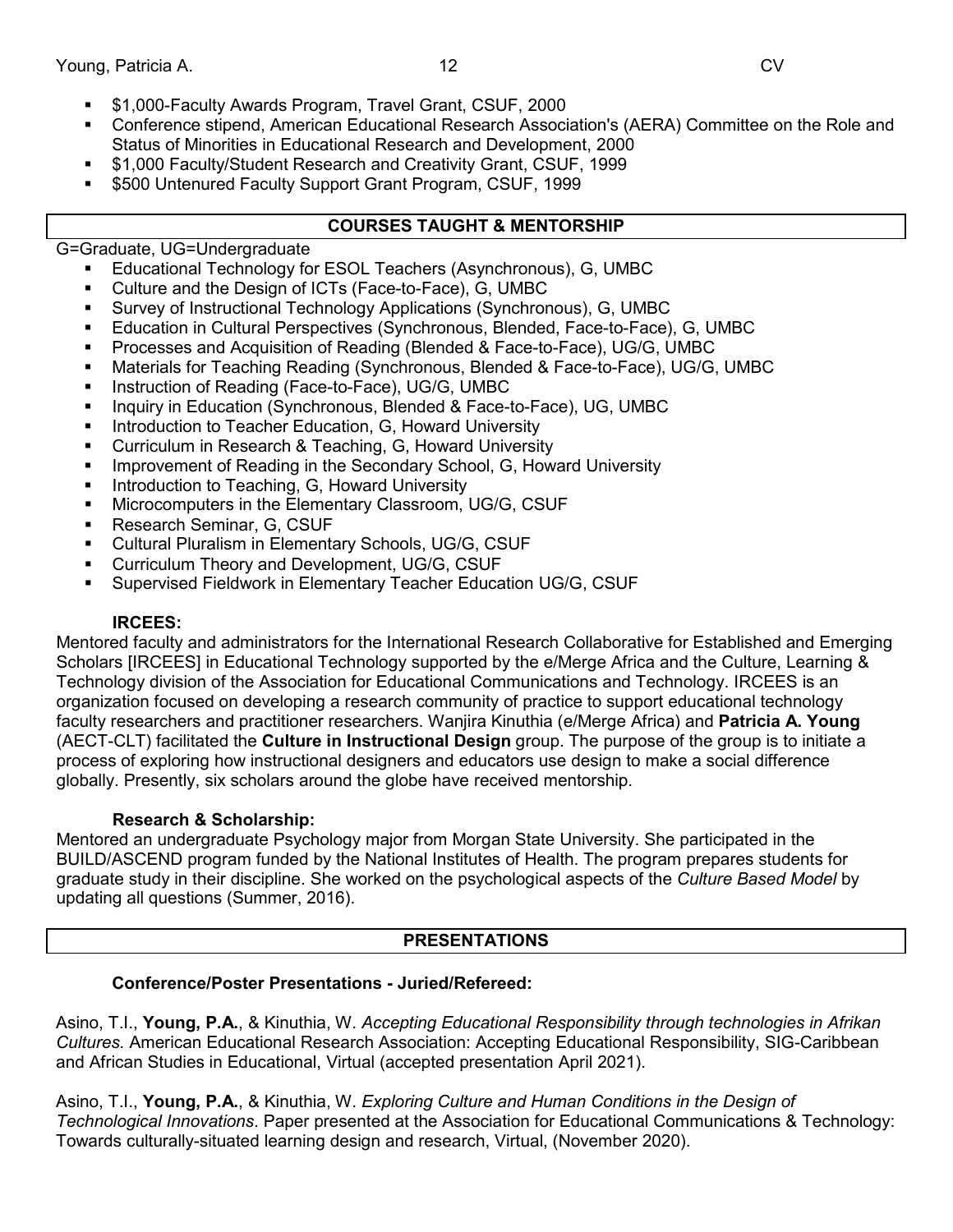- $1,000-Faculty Awards Program, Travel Grant, CSUF, 2000
- Conference stipend, American Educational Research Association's (AERA) Committee on the Role and Status of Minorities in Educational Research and Development, 2000
- $1,000 Faculty/Student Research and Creativity Grant, CSUF, 1999
- $500 Untenured Faculty Support Grant Program, CSUF, 1999

## COURSES TAUGHT & MENTORSHIP

G=Graduate, UG=Undergraduate

- Educational Technology for ESOL Teachers (Asynchronous), G, UMBC
- Culture and the Design of ICTs (Face-to-Face), G, UMBC
- Survey of Instructional Technology Applications (Synchronous), G, UMBC
- Education in Cultural Perspectives (Synchronous, Blended, Face-to-Face), G, UMBC
- Processes and Acquisition of Reading (Blended & Face-to-Face), UG/G, UMBC
- Materials for Teaching Reading (Synchronous, Blended & Face-to-Face), UG/G, UMBC
- Instruction of Reading (Face-to-Face), UG/G, UMBC
- Inquiry in Education (Synchronous, Blended & Face-to-Face), UG, UMBC
- Introduction to Teacher Education, G, Howard University
- Curriculum in Research & Teaching, G, Howard University
- Improvement of Reading in the Secondary School, G, Howard University
- Introduction to Teaching, G, Howard University
- Microcomputers in the Elementary Classroom, UG/G, CSUF
- Research Seminar, G, CSUF
- Cultural Pluralism in Elementary Schools, UG/G, CSUF
- Curriculum Theory and Development, UG/G, CSUF
- Supervised Fieldwork in Elementary Teacher Education UG/G, CSUF

### IRCEES:

Mentored faculty and administrators for the International Research Collaborative for Established and Emerging Scholars [IRCEES] in Educational Technology supported by the e/Merge Africa and the Culture, Learning & Technology division of the Association for Educational Communications and Technology. IRCEES is an organization focused on developing a research community of practice to support educational technology faculty researchers and practitioner researchers. Wanjira Kinuthia (e/Merge Africa) and **Patricia A. Young** (AECT-CLT) facilitated the **Culture in Instructional Design** group. The purpose of the group is to initiate a process of exploring how instructional designers and educators use design to make a social difference globally. Presently, six scholars around the globe have received mentorship.

### Research & Scholarship:

Mentored an undergraduate Psychology major from Morgan State University. She participated in the BUILD/ASCEND program funded by the National Institutes of Health. The program prepares students for graduate study in their discipline. She worked on the psychological aspects of the *Culture Based Model* by updating all questions (Summer, 2016).

## PRESENTATIONS

### Conference/Poster Presentations - Juried/Refereed:

Asino, T.I., **Young, P.A.**, & Kinuthia, W. *Accepting Educational Responsibility through technologies in Afrikan Cultures.* American Educational Research Association: Accepting Educational Responsibility, SIG-Caribbean and African Studies in Educational, Virtual (accepted presentation April 2021).

Asino, T.I., **Young, P.A.**, & Kinuthia, W. *Exploring Culture and Human Conditions in the Design of Technological Innovations*. Paper presented at the Association for Educational Communications & Technology: Towards culturally-situated learning design and research, Virtual, (November 2020).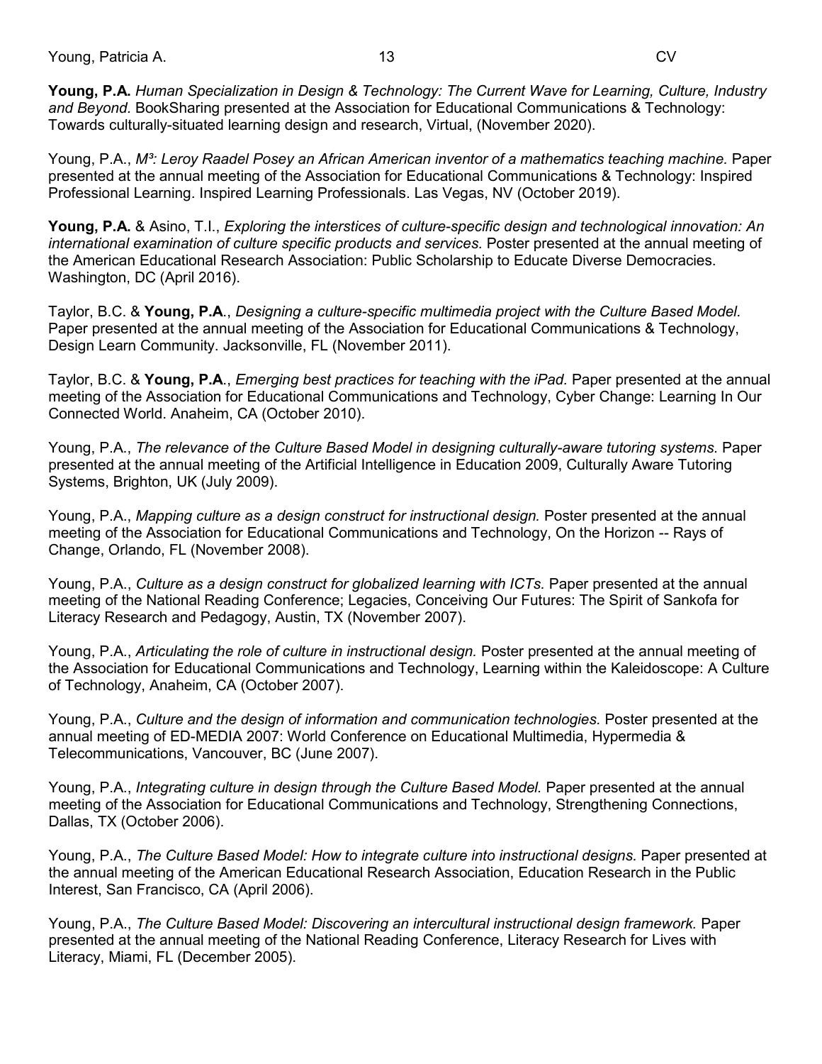**Young, P.A.** *Human Specialization in Design & Technology: The Current Wave for Learning, Culture, Industry and Beyond.* BookSharing presented at the Association for Educational Communications & Technology: Towards culturally-situated learning design and research, Virtual, (November 2020).

Young, P.A., *M³: Leroy Raadel Posey an African American inventor of a mathematics teaching machine.* Paper presented at the annual meeting of the Association for Educational Communications & Technology: Inspired Professional Learning. Inspired Learning Professionals. Las Vegas, NV (October 2019).

**Young, P.A.** & Asino, T.I., *Exploring the interstices of culture-specific design and technological innovation: An international examination of culture specific products and services.* Poster presented at the annual meeting of the American Educational Research Association: Public Scholarship to Educate Diverse Democracies. Washington, DC (April 2016).

Taylor, B.C. & **Young, P.A**., *Designing a culture-specific multimedia project with the Culture Based Model.* Paper presented at the annual meeting of the Association for Educational Communications & Technology, Design Learn Community. Jacksonville, FL (November 2011).

Taylor, B.C. & **Young, P.A**., *Emerging best practices for teaching with the iPad.* Paper presented at the annual meeting of the Association for Educational Communications and Technology, Cyber Change: Learning In Our Connected World. Anaheim, CA (October 2010).

Young, P.A., *The relevance of the Culture Based Model in designing culturally-aware tutoring systems.* Paper presented at the annual meeting of the Artificial Intelligence in Education 2009, Culturally Aware Tutoring Systems, Brighton, UK (July 2009).

Young, P.A., *Mapping culture as a design construct for instructional design.* Poster presented at the annual meeting of the Association for Educational Communications and Technology, On the Horizon -- Rays of Change, Orlando, FL (November 2008).

Young, P.A., *Culture as a design construct for globalized learning with ICTs.* Paper presented at the annual meeting of the National Reading Conference; Legacies, Conceiving Our Futures: The Spirit of Sankofa for Literacy Research and Pedagogy, Austin, TX (November 2007).

Young, P.A., *Articulating the role of culture in instructional design.* Poster presented at the annual meeting of the Association for Educational Communications and Technology, Learning within the Kaleidoscope: A Culture of Technology, Anaheim, CA (October 2007).

Young, P.A., *Culture and the design of information and communication technologies.* Poster presented at the annual meeting of ED-MEDIA 2007: World Conference on Educational Multimedia, Hypermedia & Telecommunications, Vancouver, BC (June 2007).

Young, P.A., *Integrating culture in design through the Culture Based Model.* Paper presented at the annual meeting of the Association for Educational Communications and Technology, Strengthening Connections, Dallas, TX (October 2006).

Young, P.A., *The Culture Based Model: How to integrate culture into instructional designs.* Paper presented at the annual meeting of the American Educational Research Association, Education Research in the Public Interest, San Francisco, CA (April 2006).

Young, P.A., *The Culture Based Model: Discovering an intercultural instructional design framework.* Paper presented at the annual meeting of the National Reading Conference, Literacy Research for Lives with Literacy, Miami, FL (December 2005).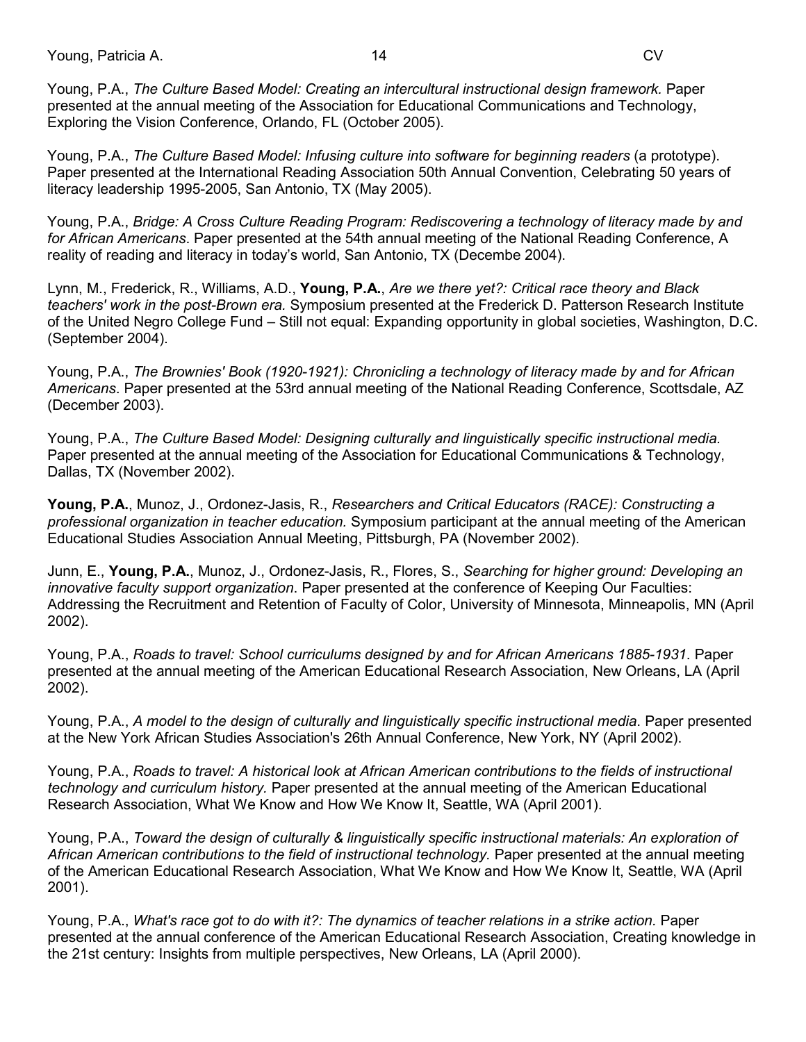Young, P.A., *The Culture Based Model: Creating an intercultural instructional design framework.* Paper presented at the annual meeting of the Association for Educational Communications and Technology, Exploring the Vision Conference, Orlando, FL (October 2005).

Young, P.A., *The Culture Based Model: Infusing culture into software for beginning readers* (a prototype). Paper presented at the International Reading Association 50th Annual Convention, Celebrating 50 years of literacy leadership 1995-2005, San Antonio, TX (May 2005).

Young, P.A., *Bridge: A Cross Culture Reading Program: Rediscovering a technology of literacy made by and for African Americans*. Paper presented at the 54th annual meeting of the National Reading Conference, A reality of reading and literacy in today's world, San Antonio, TX (Decembe 2004).

Lynn, M., Frederick, R., Williams, A.D., **Young, P.A.**, *Are we there yet?: Critical race theory and Black teachers' work in the post-Brown era.* Symposium presented at the Frederick D. Patterson Research Institute of the United Negro College Fund – Still not equal: Expanding opportunity in global societies, Washington, D.C. (September 2004).

Young, P.A., *The Brownies' Book (1920-1921): Chronicling a technology of literacy made by and for African Americans*. Paper presented at the 53rd annual meeting of the National Reading Conference, Scottsdale, AZ (December 2003).

Young, P.A., *The Culture Based Model: Designing culturally and linguistically specific instructional media.* Paper presented at the annual meeting of the Association for Educational Communications & Technology, Dallas, TX (November 2002).

**Young, P.A.**, Munoz, J., Ordonez-Jasis, R., *Researchers and Critical Educators (RACE): Constructing a professional organization in teacher education.* Symposium participant at the annual meeting of the American Educational Studies Association Annual Meeting, Pittsburgh, PA (November 2002).

Junn, E., **Young, P.A.**, Munoz, J., Ordonez-Jasis, R., Flores, S., *Searching for higher ground: Developing an innovative faculty support organization*. Paper presented at the conference of Keeping Our Faculties: Addressing the Recruitment and Retention of Faculty of Color, University of Minnesota, Minneapolis, MN (April 2002).

Young, P.A., *Roads to travel: School curriculums designed by and for African Americans 1885-1931*. Paper presented at the annual meeting of the American Educational Research Association, New Orleans, LA (April 2002).

Young, P.A., *A model to the design of culturally and linguistically specific instructional media*. Paper presented at the New York African Studies Association's 26th Annual Conference, New York, NY (April 2002).

Young, P.A., *Roads to travel: A historical look at African American contributions to the fields of instructional technology and curriculum history.* Paper presented at the annual meeting of the American Educational Research Association, What We Know and How We Know It, Seattle, WA (April 2001).

Young, P.A., *Toward the design of culturally & linguistically specific instructional materials: An exploration of African American contributions to the field of instructional technology.* Paper presented at the annual meeting of the American Educational Research Association, What We Know and How We Know It, Seattle, WA (April 2001).

Young, P.A., *What's race got to do with it?: The dynamics of teacher relations in a strike action.* Paper presented at the annual conference of the American Educational Research Association, Creating knowledge in the 21st century: Insights from multiple perspectives, New Orleans, LA (April 2000).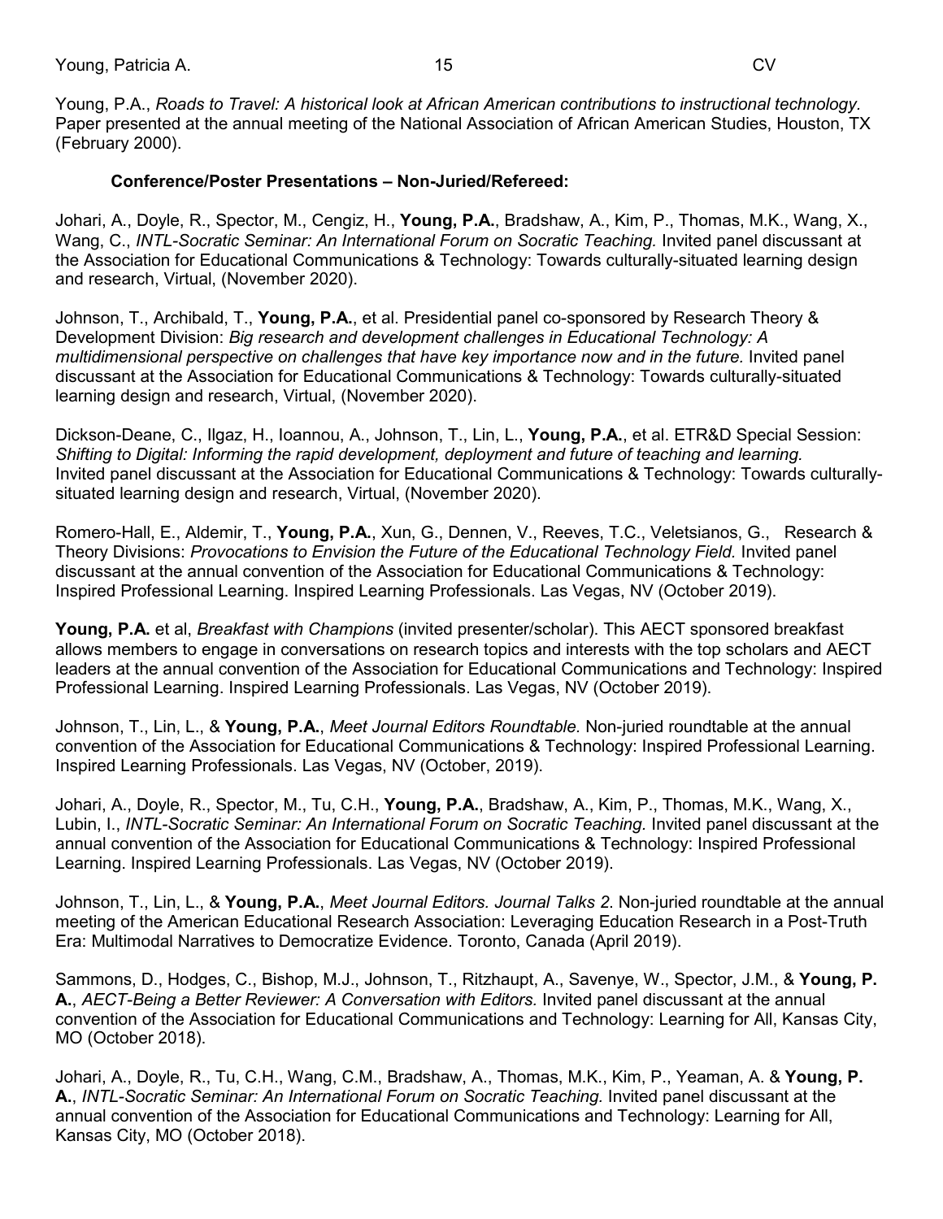Young, P.A., *Roads to Travel: A historical look at African American contributions to instructional technology.* Paper presented at the annual meeting of the National Association of African American Studies, Houston, TX (February 2000).

### Conference/Poster Presentations – Non-Juried/Refereed:

Johari, A., Doyle, R., Spector, M., Cengiz, H., **Young, P.A.**, Bradshaw, A., Kim, P., Thomas, M.K., Wang, X., Wang, C., *INTL-Socratic Seminar: An International Forum on Socratic Teaching.* Invited panel discussant at the Association for Educational Communications & Technology: Towards culturally-situated learning design and research, Virtual, (November 2020).

Johnson, T., Archibald, T., **Young, P.A.**, et al. Presidential panel co-sponsored by Research Theory & Development Division: *Big research and development challenges in Educational Technology: A multidimensional perspective on challenges that have key importance now and in the future.* Invited panel discussant at the Association for Educational Communications & Technology: Towards culturally-situated learning design and research, Virtual, (November 2020).

Dickson-Deane, C., Ilgaz, H., Ioannou, A., Johnson, T., Lin, L., **Young, P.A.**, et al. ETR&D Special Session: *Shifting to Digital: Informing the rapid development, deployment and future of teaching and learning.* Invited panel discussant at the Association for Educational Communications & Technology: Towards culturally-situated learning design and research, Virtual, (November 2020).

Romero-Hall, E., Aldemir, T., **Young, P.A.**, Xun, G., Dennen, V., Reeves, T.C., Veletsianos, G., Research & Theory Divisions: *Provocations to Envision the Future of the Educational Technology Field.* Invited panel discussant at the annual convention of the Association for Educational Communications & Technology: Inspired Professional Learning. Inspired Learning Professionals. Las Vegas, NV (October 2019).

**Young, P.A.** et al, *Breakfast with Champions* (invited presenter/scholar). This AECT sponsored breakfast allows members to engage in conversations on research topics and interests with the top scholars and AECT leaders at the annual convention of the Association for Educational Communications and Technology: Inspired Professional Learning. Inspired Learning Professionals. Las Vegas, NV (October 2019).

Johnson, T., Lin, L., & **Young, P.A.**, *Meet Journal Editors Roundtable.* Non-juried roundtable at the annual convention of the Association for Educational Communications & Technology: Inspired Professional Learning. Inspired Learning Professionals. Las Vegas, NV (October, 2019).

Johari, A., Doyle, R., Spector, M., Tu, C.H., **Young, P.A.**, Bradshaw, A., Kim, P., Thomas, M.K., Wang, X., Lubin, I., *INTL-Socratic Seminar: An International Forum on Socratic Teaching.* Invited panel discussant at the annual convention of the Association for Educational Communications & Technology: Inspired Professional Learning. Inspired Learning Professionals. Las Vegas, NV (October 2019).

Johnson, T., Lin, L., & **Young, P.A.**, *Meet Journal Editors. Journal Talks 2.* Non-juried roundtable at the annual meeting of the American Educational Research Association: Leveraging Education Research in a Post-Truth Era: Multimodal Narratives to Democratize Evidence. Toronto, Canada (April 2019).

Sammons, D., Hodges, C., Bishop, M.J., Johnson, T., Ritzhaupt, A., Savenye, W., Spector, J.M., & **Young, P. A.**, *AECT-Being a Better Reviewer: A Conversation with Editors.* Invited panel discussant at the annual convention of the Association for Educational Communications and Technology: Learning for All, Kansas City, MO (October 2018).

Johari, A., Doyle, R., Tu, C.H., Wang, C.M., Bradshaw, A., Thomas, M.K., Kim, P., Yeaman, A. & **Young, P. A.**, *INTL-Socratic Seminar: An International Forum on Socratic Teaching.* Invited panel discussant at the annual convention of the Association for Educational Communications and Technology: Learning for All, Kansas City, MO (October 2018).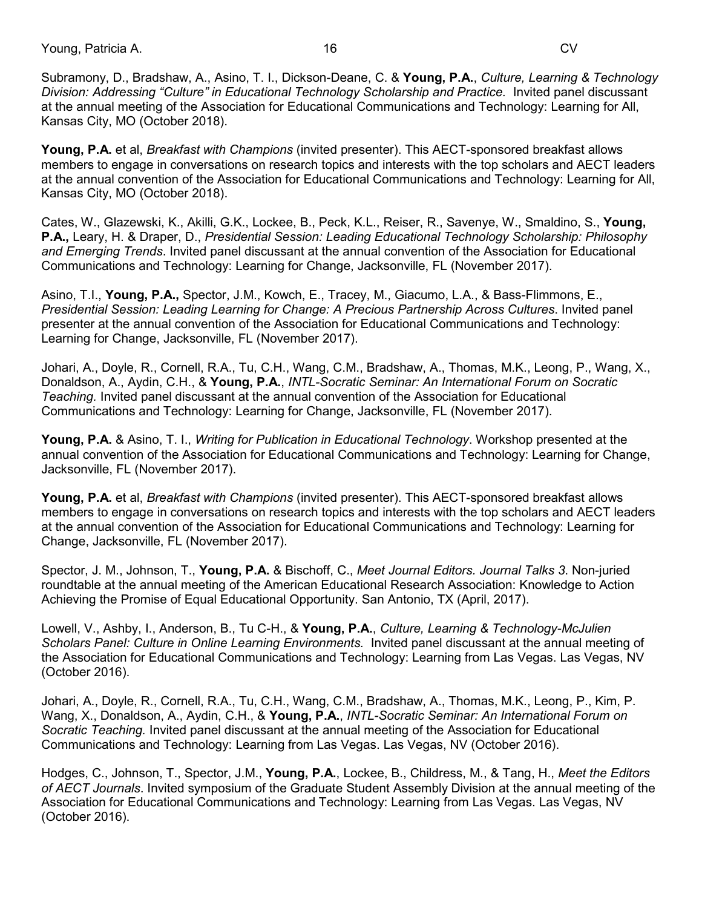Subramony, D., Bradshaw, A., Asino, T. I., Dickson-Deane, C. & **Young, P.A.**, *Culture, Learning & Technology Division: Addressing “Culture” in Educational Technology Scholarship and Practice.* Invited panel discussant at the annual meeting of the Association for Educational Communications and Technology: Learning for All, Kansas City, MO (October 2018).

**Young, P.A.** et al, *Breakfast with Champions* (invited presenter). This AECT-sponsored breakfast allows members to engage in conversations on research topics and interests with the top scholars and AECT leaders at the annual convention of the Association for Educational Communications and Technology: Learning for All, Kansas City, MO (October 2018).

Cates, W., Glazewski, K., Akilli, G.K., Lockee, B., Peck, K.L., Reiser, R., Savenye, W., Smaldino, S., **Young, P.A.,** Leary, H. & Draper, D., *Presidential Session: Leading Educational Technology Scholarship: Philosophy and Emerging Trends*. Invited panel discussant at the annual convention of the Association for Educational Communications and Technology: Learning for Change, Jacksonville, FL (November 2017).

Asino, T.I., **Young, P.A.,** Spector, J.M., Kowch, E., Tracey, M., Giacumo, L.A., & Bass-Flimmons, E., *Presidential Session: Leading Learning for Change: A Precious Partnership Across Cultures*. Invited panel presenter at the annual convention of the Association for Educational Communications and Technology: Learning for Change, Jacksonville, FL (November 2017).

Johari, A., Doyle, R., Cornell, R.A., Tu, C.H., Wang, C.M., Bradshaw, A., Thomas, M.K., Leong, P., Wang, X., Donaldson, A., Aydin, C.H., & **Young, P.A.**, *INTL-Socratic Seminar: An International Forum on Socratic Teaching.* Invited panel discussant at the annual convention of the Association for Educational Communications and Technology: Learning for Change, Jacksonville, FL (November 2017).

**Young, P.A.** & Asino, T. I., *Writing for Publication in Educational Technology*. Workshop presented at the annual convention of the Association for Educational Communications and Technology: Learning for Change, Jacksonville, FL (November 2017).

**Young, P.A.** et al, *Breakfast with Champions* (invited presenter). This AECT-sponsored breakfast allows members to engage in conversations on research topics and interests with the top scholars and AECT leaders at the annual convention of the Association for Educational Communications and Technology: Learning for Change, Jacksonville, FL (November 2017).

Spector, J. M., Johnson, T., **Young, P.A.** & Bischoff, C., *Meet Journal Editors. Journal Talks 3.* Non-juried roundtable at the annual meeting of the American Educational Research Association: Knowledge to Action Achieving the Promise of Equal Educational Opportunity. San Antonio, TX (April, 2017).

Lowell, V., Ashby, I., Anderson, B., Tu C-H., & **Young, P.A.**, *Culture, Learning & Technology-McJulien Scholars Panel: Culture in Online Learning Environments.* Invited panel discussant at the annual meeting of the Association for Educational Communications and Technology: Learning from Las Vegas. Las Vegas, NV (October 2016).

Johari, A., Doyle, R., Cornell, R.A., Tu, C.H., Wang, C.M., Bradshaw, A., Thomas, M.K., Leong, P., Kim, P. Wang, X., Donaldson, A., Aydin, C.H., & **Young, P.A.**, *INTL-Socratic Seminar: An International Forum on Socratic Teaching.* Invited panel discussant at the annual meeting of the Association for Educational Communications and Technology: Learning from Las Vegas. Las Vegas, NV (October 2016).

Hodges, C., Johnson, T., Spector, J.M., **Young, P.A.**, Lockee, B., Childress, M., & Tang, H., *Meet the Editors of AECT Journals*. Invited symposium of the Graduate Student Assembly Division at the annual meeting of the Association for Educational Communications and Technology: Learning from Las Vegas. Las Vegas, NV (October 2016).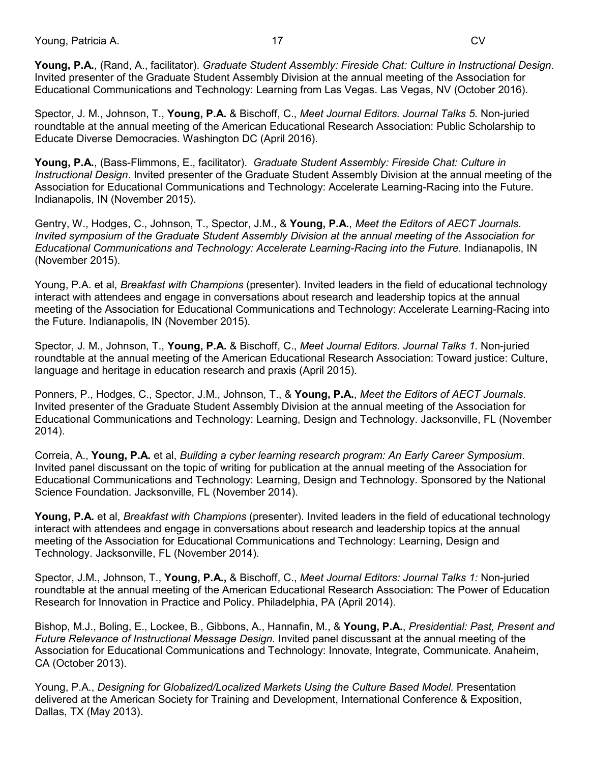**Young, P.A.**, (Rand, A., facilitator). *Graduate Student Assembly: Fireside Chat: Culture in Instructional Design*. Invited presenter of the Graduate Student Assembly Division at the annual meeting of the Association for Educational Communications and Technology: Learning from Las Vegas. Las Vegas, NV (October 2016).

Spector, J. M., Johnson, T., **Young, P.A.** & Bischoff, C., *Meet Journal Editors. Journal Talks 5*. Non-juried roundtable at the annual meeting of the American Educational Research Association: Public Scholarship to Educate Diverse Democracies. Washington DC (April 2016).

**Young, P.A.**, (Bass-Flimmons, E., facilitator). *Graduate Student Assembly: Fireside Chat: Culture in Instructional Design*. Invited presenter of the Graduate Student Assembly Division at the annual meeting of the Association for Educational Communications and Technology: Accelerate Learning-Racing into the Future. Indianapolis, IN (November 2015).

Gentry, W., Hodges, C., Johnson, T., Spector, J.M., & **Young, P.A.**, *Meet the Editors of AECT Journals. Invited symposium of the Graduate Student Assembly Division at the annual meeting of the Association for Educational Communications and Technology: Accelerate Learning-Racing into the Future.* Indianapolis, IN (November 2015).

Young, P.A. et al, *Breakfast with Champions* (presenter). Invited leaders in the field of educational technology interact with attendees and engage in conversations about research and leadership topics at the annual meeting of the Association for Educational Communications and Technology: Accelerate Learning-Racing into the Future. Indianapolis, IN (November 2015).

Spector, J. M., Johnson, T., **Young, P.A.** & Bischoff, C., *Meet Journal Editors. Journal Talks 1*. Non-juried roundtable at the annual meeting of the American Educational Research Association: Toward justice: Culture, language and heritage in education research and praxis (April 2015).

Ponners, P., Hodges, C., Spector, J.M., Johnson, T., & **Young, P.A.**, *Meet the Editors of AECT Journals*. Invited presenter of the Graduate Student Assembly Division at the annual meeting of the Association for Educational Communications and Technology: Learning, Design and Technology. Jacksonville, FL (November 2014).

Correia, A., **Young, P.A.** et al, *Building a cyber learning research program: An Early Career Symposium*. Invited panel discussant on the topic of writing for publication at the annual meeting of the Association for Educational Communications and Technology: Learning, Design and Technology. Sponsored by the National Science Foundation. Jacksonville, FL (November 2014).

**Young, P.A.** et al, *Breakfast with Champions* (presenter). Invited leaders in the field of educational technology interact with attendees and engage in conversations about research and leadership topics at the annual meeting of the Association for Educational Communications and Technology: Learning, Design and Technology. Jacksonville, FL (November 2014).

Spector, J.M., Johnson, T., **Young, P.A.,** & Bischoff, C., *Meet Journal Editors: Journal Talks 1:* Non-juried roundtable at the annual meeting of the American Educational Research Association: The Power of Education Research for Innovation in Practice and Policy. Philadelphia, PA (April 2014).

Bishop, M.J., Boling, E., Lockee, B., Gibbons, A., Hannafin, M., & **Young, P.A.**, *Presidential: Past, Present and Future Relevance of Instructional Message Design.* Invited panel discussant at the annual meeting of the Association for Educational Communications and Technology: Innovate, Integrate, Communicate. Anaheim, CA (October 2013).

Young, P.A., *Designing for Globalized/Localized Markets Using the Culture Based Model.* Presentation delivered at the American Society for Training and Development, International Conference & Exposition, Dallas, TX (May 2013).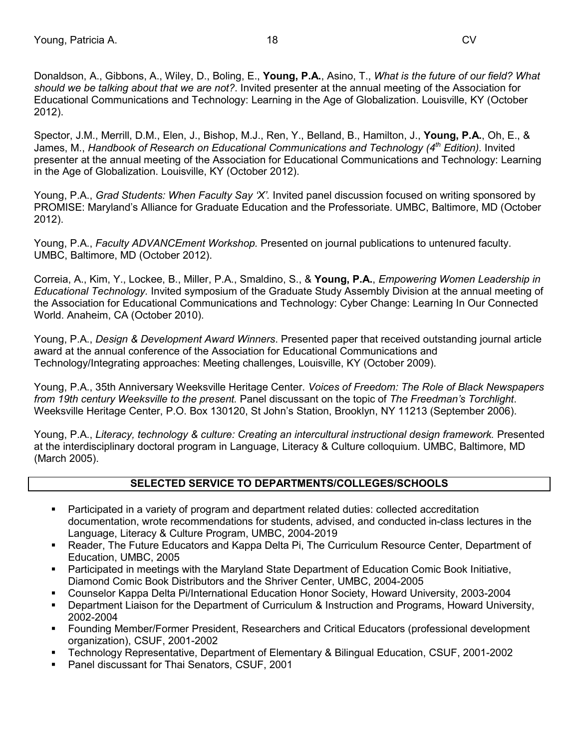Donaldson, A., Gibbons, A., Wiley, D., Boling, E., **Young, P.A.**, Asino, T., *What is the future of our field? What should we be talking about that we are not?*. Invited presenter at the annual meeting of the Association for Educational Communications and Technology: Learning in the Age of Globalization. Louisville, KY (October 2012).

Spector, J.M., Merrill, D.M., Elen, J., Bishop, M.J., Ren, Y., Belland, B., Hamilton, J., **Young, P.A.**, Oh, E., & James, M., *Handbook of Research on Educational Communications and Technology (4th Edition)*. Invited presenter at the annual meeting of the Association for Educational Communications and Technology: Learning in the Age of Globalization. Louisville, KY (October 2012).

Young, P.A., *Grad Students: When Faculty Say 'X'.* Invited panel discussion focused on writing sponsored by PROMISE: Maryland's Alliance for Graduate Education and the Professoriate. UMBC, Baltimore, MD (October 2012).

Young, P.A., *Faculty ADVANCEment Workshop*. Presented on journal publications to untenured faculty. UMBC, Baltimore, MD (October 2012).

Correia, A., Kim, Y., Lockee, B., Miller, P.A., Smaldino, S., & **Young, P.A.**, *Empowering Women Leadership in Educational Technology.* Invited symposium of the Graduate Study Assembly Division at the annual meeting of the Association for Educational Communications and Technology: Cyber Change: Learning In Our Connected World. Anaheim, CA (October 2010).

Young, P.A., *Design & Development Award Winners*. Presented paper that received outstanding journal article award at the annual conference of the Association for Educational Communications and Technology/Integrating approaches: Meeting challenges, Louisville, KY (October 2009).

Young, P.A., 35th Anniversary Weeksville Heritage Center. *Voices of Freedom: The Role of Black Newspapers from 19th century Weeksville to the present.* Panel discussant on the topic of *The Freedman's Torchlight*. Weeksville Heritage Center, P.O. Box 130120, St John's Station, Brooklyn, NY 11213 (September 2006).

Young, P.A., *Literacy, technology & culture: Creating an intercultural instructional design framework.* Presented at the interdisciplinary doctoral program in Language, Literacy & Culture colloquium. UMBC, Baltimore, MD (March 2005).

## SELECTED SERVICE TO DEPARTMENTS/COLLEGES/SCHOOLS

- Participated in a variety of program and department related duties: collected accreditation documentation, wrote recommendations for students, advised, and conducted in-class lectures in the Language, Literacy & Culture Program, UMBC, 2004-2019
- Reader, The Future Educators and Kappa Delta Pi, The Curriculum Resource Center, Department of Education, UMBC, 2005
- Participated in meetings with the Maryland State Department of Education Comic Book Initiative, Diamond Comic Book Distributors and the Shriver Center, UMBC, 2004-2005
- Counselor Kappa Delta Pi/International Education Honor Society, Howard University, 2003-2004
- Department Liaison for the Department of Curriculum & Instruction and Programs, Howard University, 2002-2004
- Founding Member/Former President, Researchers and Critical Educators (professional development organization), CSUF, 2001-2002
- Technology Representative, Department of Elementary & Bilingual Education, CSUF, 2001-2002
- Panel discussant for Thai Senators, CSUF, 2001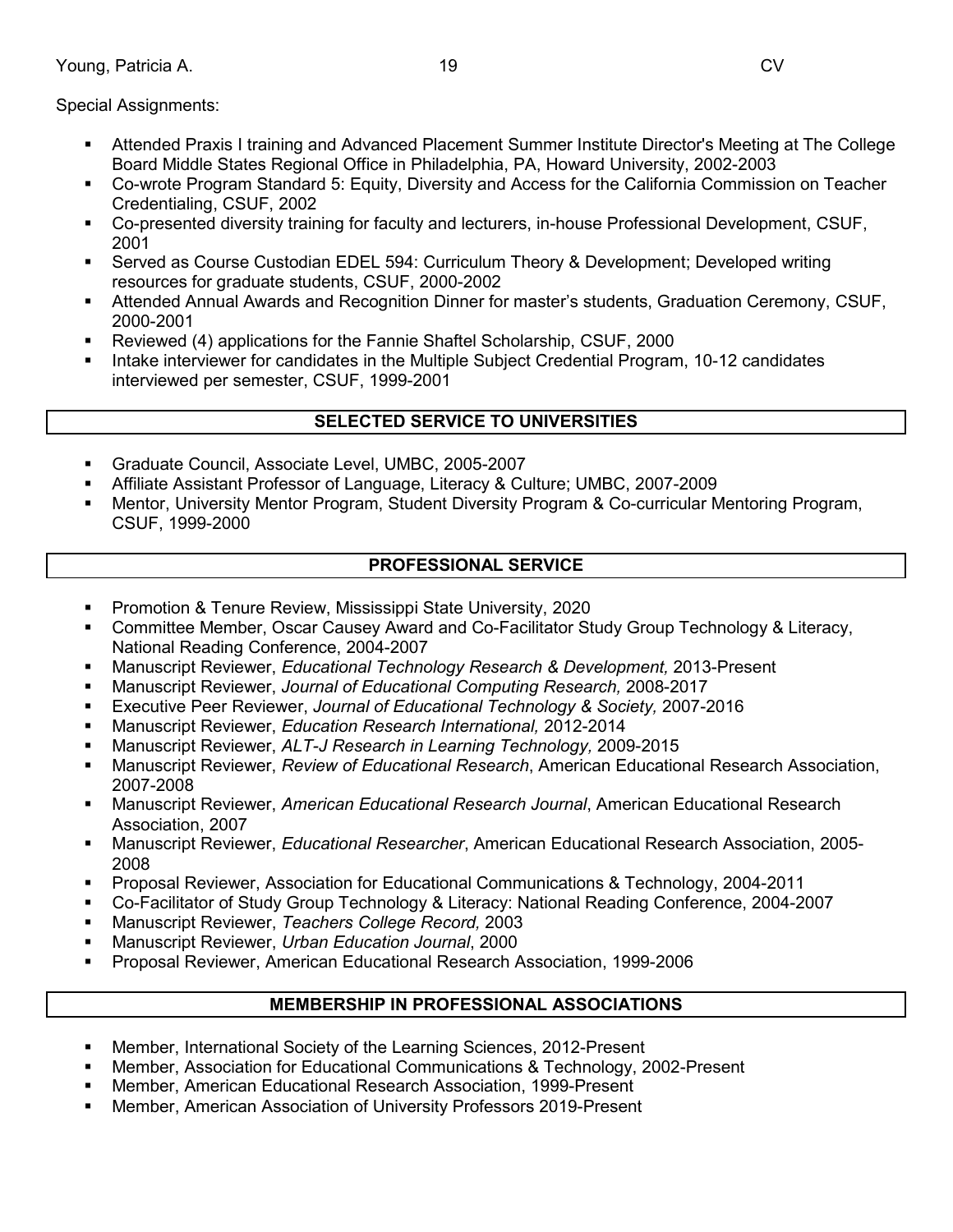Special Assignments:

- Attended Praxis I training and Advanced Placement Summer Institute Director's Meeting at The College Board Middle States Regional Office in Philadelphia, PA, Howard University, 2002-2003
- Co-wrote Program Standard 5: Equity, Diversity and Access for the California Commission on Teacher Credentialing, CSUF, 2002
- Co-presented diversity training for faculty and lecturers, in-house Professional Development, CSUF, 2001
- Served as Course Custodian EDEL 594: Curriculum Theory & Development; Developed writing resources for graduate students, CSUF, 2000-2002
- Attended Annual Awards and Recognition Dinner for master's students, Graduation Ceremony, CSUF, 2000-2001
- Reviewed (4) applications for the Fannie Shaftel Scholarship, CSUF, 2000
- Intake interviewer for candidates in the Multiple Subject Credential Program, 10-12 candidates interviewed per semester, CSUF, 1999-2001

## SELECTED SERVICE TO UNIVERSITIES

- Graduate Council, Associate Level, UMBC, 2005-2007
- Affiliate Assistant Professor of Language, Literacy & Culture; UMBC, 2007-2009
- Mentor, University Mentor Program, Student Diversity Program & Co-curricular Mentoring Program, CSUF, 1999-2000

## PROFESSIONAL SERVICE

- Promotion & Tenure Review, Mississippi State University, 2020
- Committee Member, Oscar Causey Award and Co-Facilitator Study Group Technology & Literacy, National Reading Conference, 2004-2007
- Manuscript Reviewer, *Educational Technology Research & Development,* 2013-Present
- Manuscript Reviewer, *Journal of Educational Computing Research,* 2008-2017
- Executive Peer Reviewer, *Journal of Educational Technology & Society,* 2007-2016
- Manuscript Reviewer, *Education Research International,* 2012-2014
- Manuscript Reviewer, *ALT-J Research in Learning Technology,* 2009-2015
- Manuscript Reviewer, *Review of Educational Research*, American Educational Research Association, 2007-2008
- Manuscript Reviewer, *American Educational Research Journal*, American Educational Research Association, 2007
- Manuscript Reviewer, *Educational Researcher*, American Educational Research Association, 2005-2008
- Proposal Reviewer, Association for Educational Communications & Technology, 2004-2011
- Co-Facilitator of Study Group Technology & Literacy: National Reading Conference, 2004-2007
- Manuscript Reviewer, *Teachers College Record,* 2003
- Manuscript Reviewer, *Urban Education Journal*, 2000
- Proposal Reviewer, American Educational Research Association, 1999-2006

## MEMBERSHIP IN PROFESSIONAL ASSOCIATIONS

- Member, International Society of the Learning Sciences, 2012-Present
- Member, Association for Educational Communications & Technology, 2002-Present
- Member, American Educational Research Association, 1999-Present
- Member, American Association of University Professors 2019-Present